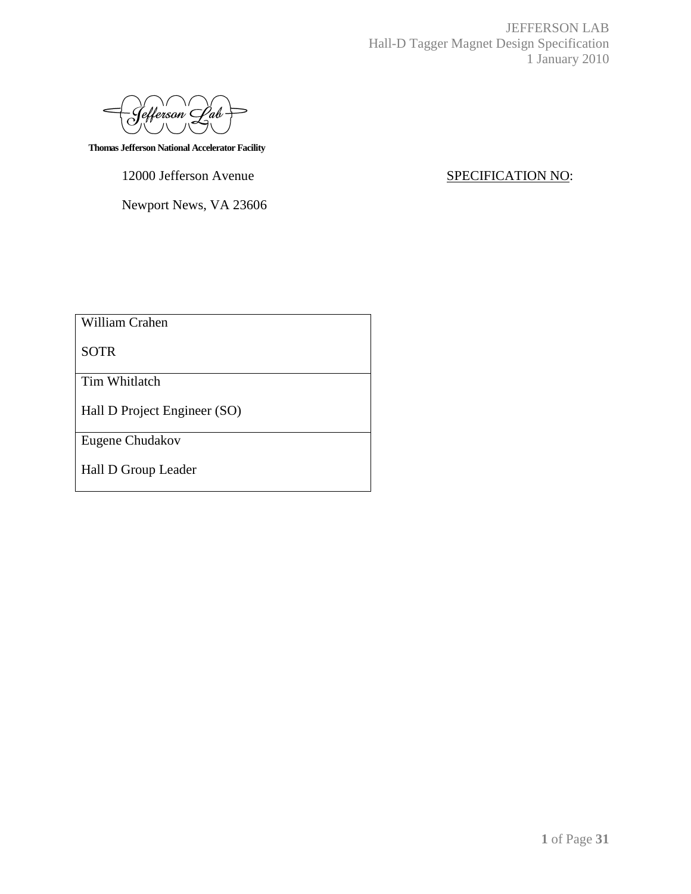**Thomas Jefferson National Accelerator Facility**

12000 Jefferson Avenue

Newport News, VA 23606

SPECIFICATION NO:

| |
|---|
| William Crahen<br><br>SOTR |
| Tim Whitlatch<br><br>Hall D Project Engineer (SO) |
| Eugene Chudakov<br><br>Hall D Group Leader |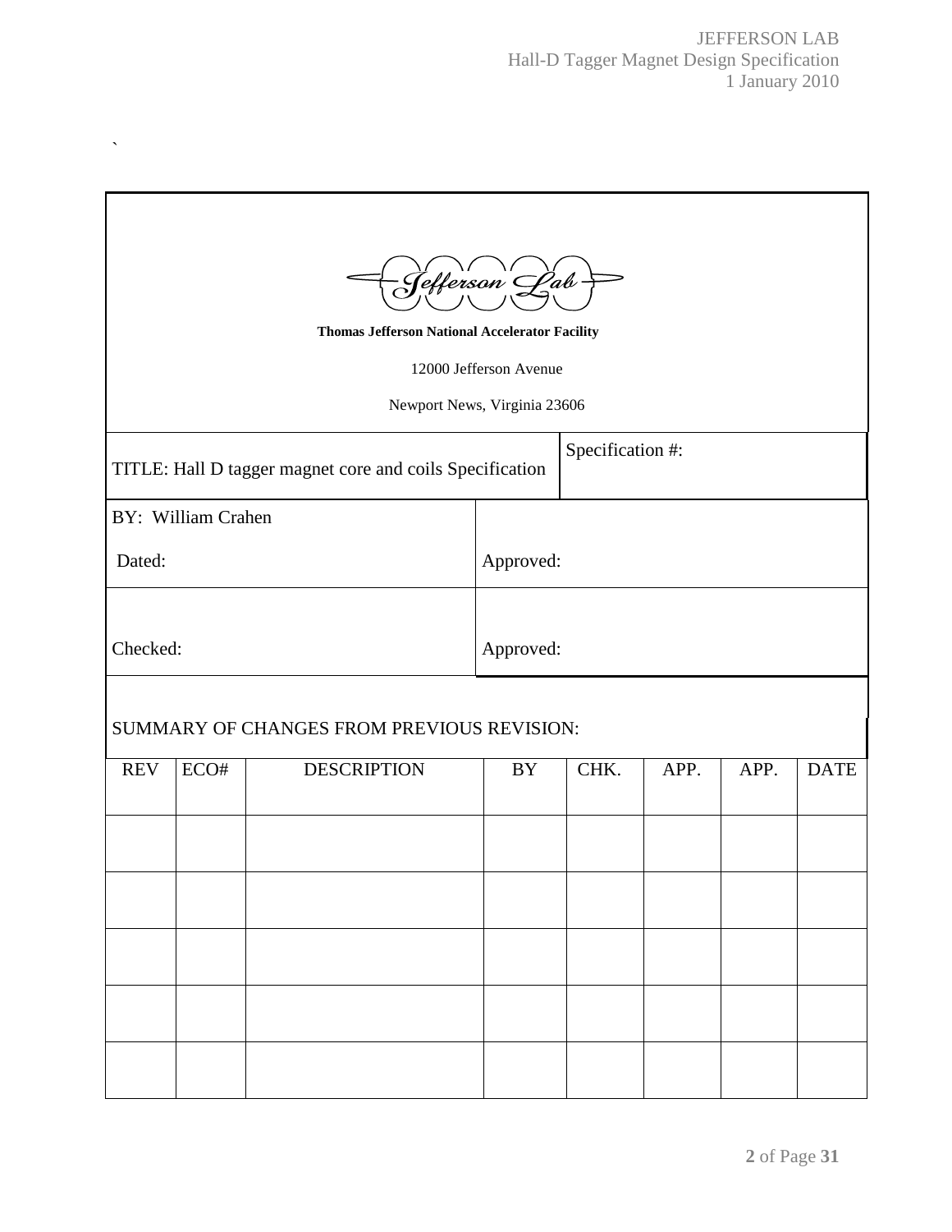`

**Thomas Jefferson National Accelerator Facility**

12000 Jefferson Avenue

Newport News, Virginia 23606

| TITLE: Hall D tagger magnet core and coils Specification | Specification #: |
|---|---|
| BY: William Crahen<br>Dated: | Approved: |
| Checked: | Approved: |

SUMMARY OF CHANGES FROM PREVIOUS REVISION:

| REV | ECO# | DESCRIPTION | BY | CHK. | APP. | APP. | DATE |
|---|---|---|---|---|---|---|---|
| | | | | | | | |
| | | | | | | | |
| | | | | | | | |
| | | | | | | | |
| | | | | | | | |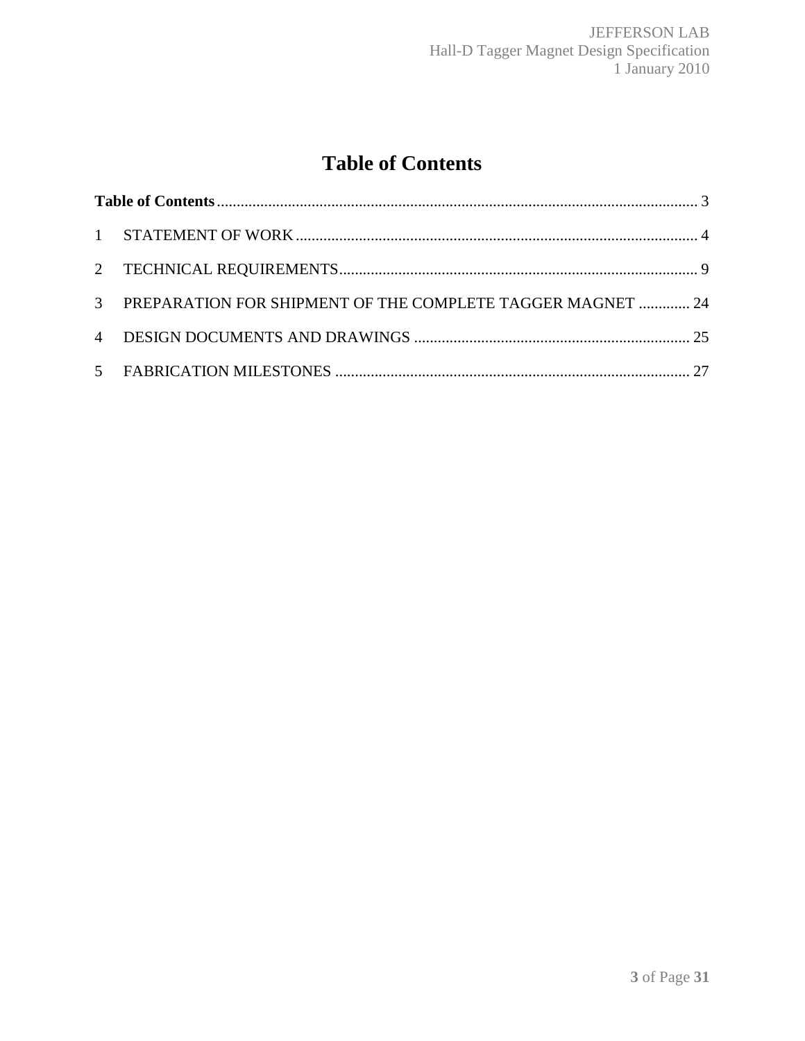# Table of Contents

**Table of Contents** ........................................................................................................................ 3

1 STATEMENT OF WORK ..................................................................................................... 4

2 TECHNICAL REQUIREMENTS .......................................................................................... 9

3 PREPARATION FOR SHIPMENT OF THE COMPLETE TAGGER MAGNET ............. 24

4 DESIGN DOCUMENTS AND DRAWINGS ..................................................................... 25

5 FABRICATION MILESTONES ......................................................................................... 27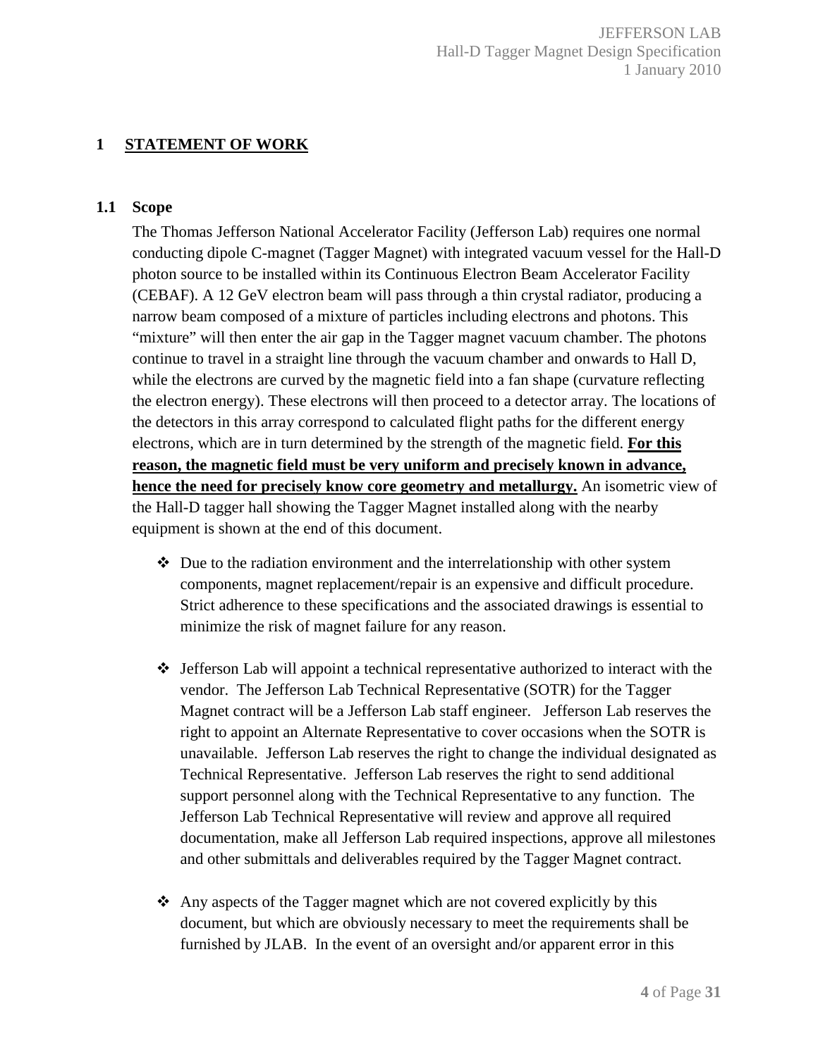# 1 STATEMENT OF WORK

## 1.1 Scope

The Thomas Jefferson National Accelerator Facility (Jefferson Lab) requires one normal conducting dipole C-magnet (Tagger Magnet) with integrated vacuum vessel for the Hall-D photon source to be installed within its Continuous Electron Beam Accelerator Facility (CEBAF). A 12 GeV electron beam will pass through a thin crystal radiator, producing a narrow beam composed of a mixture of particles including electrons and photons. This "mixture" will then enter the air gap in the Tagger magnet vacuum chamber. The photons continue to travel in a straight line through the vacuum chamber and onwards to Hall D, while the electrons are curved by the magnetic field into a fan shape (curvature reflecting the electron energy). These electrons will then proceed to a detector array. The locations of the detectors in this array correspond to calculated flight paths for the different energy electrons, which are in turn determined by the strength of the magnetic field. **For this reason, the magnetic field must be very uniform and precisely known in advance, hence the need for precisely know core geometry and metallurgy.** An isometric view of the Hall-D tagger hall showing the Tagger Magnet installed along with the nearby equipment is shown at the end of this document.

- Due to the radiation environment and the interrelationship with other system components, magnet replacement/repair is an expensive and difficult procedure. Strict adherence to these specifications and the associated drawings is essential to minimize the risk of magnet failure for any reason.

- Jefferson Lab will appoint a technical representative authorized to interact with the vendor. The Jefferson Lab Technical Representative (SOTR) for the Tagger Magnet contract will be a Jefferson Lab staff engineer. Jefferson Lab reserves the right to appoint an Alternate Representative to cover occasions when the SOTR is unavailable. Jefferson Lab reserves the right to change the individual designated as Technical Representative. Jefferson Lab reserves the right to send additional support personnel along with the Technical Representative to any function. The Jefferson Lab Technical Representative will review and approve all required documentation, make all Jefferson Lab required inspections, approve all milestones and other submittals and deliverables required by the Tagger Magnet contract.

- Any aspects of the Tagger magnet which are not covered explicitly by this document, but which are obviously necessary to meet the requirements shall be furnished by JLAB. In the event of an oversight and/or apparent error in this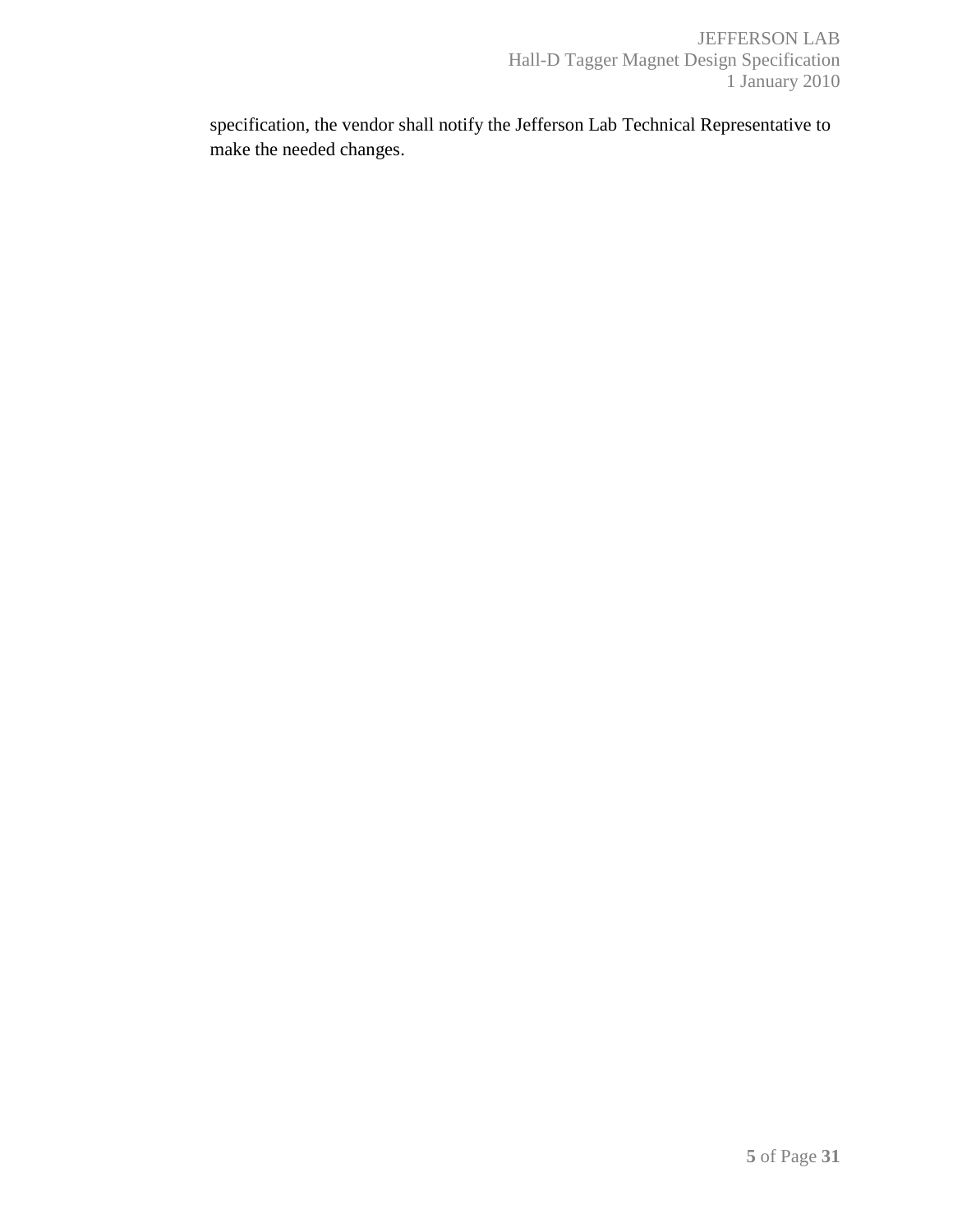specification, the vendor shall notify the Jefferson Lab Technical Representative to make the needed changes.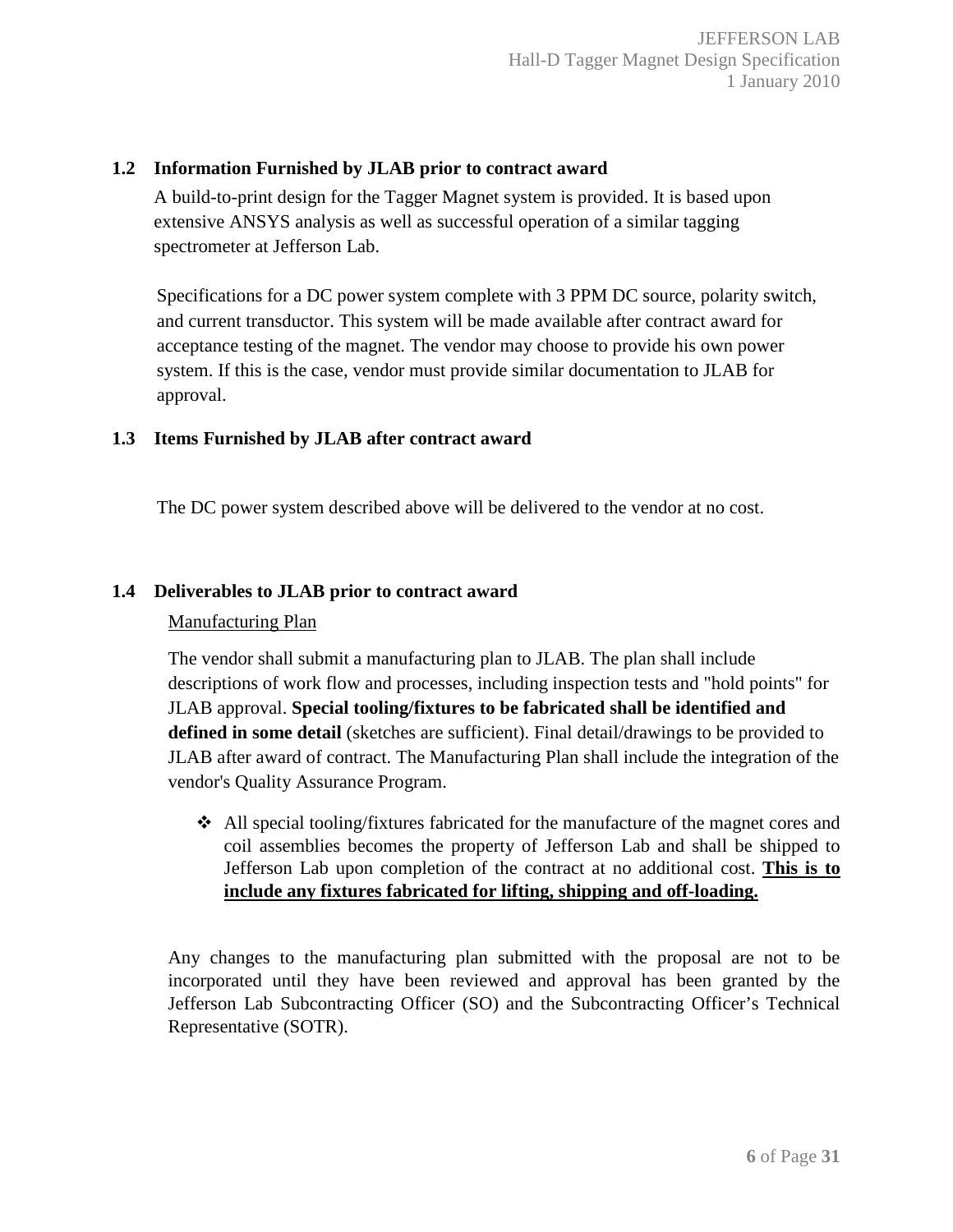### 1.2 Information Furnished by JLAB prior to contract award

A build-to-print design for the Tagger Magnet system is provided. It is based upon extensive ANSYS analysis as well as successful operation of a similar tagging spectrometer at Jefferson Lab.

Specifications for a DC power system complete with 3 PPM DC source, polarity switch, and current transductor. This system will be made available after contract award for acceptance testing of the magnet. The vendor may choose to provide his own power system. If this is the case, vendor must provide similar documentation to JLAB for approval.

### 1.3 Items Furnished by JLAB after contract award

The DC power system described above will be delivered to the vendor at no cost.

### 1.4 Deliverables to JLAB prior to contract award

Manufacturing Plan

The vendor shall submit a manufacturing plan to JLAB. The plan shall include descriptions of work flow and processes, including inspection tests and "hold points" for JLAB approval. **Special tooling/fixtures to be fabricated shall be identified and defined in some detail** (sketches are sufficient). Final detail/drawings to be provided to JLAB after award of contract. The Manufacturing Plan shall include the integration of the vendor's Quality Assurance Program.

- All special tooling/fixtures fabricated for the manufacture of the magnet cores and coil assemblies becomes the property of Jefferson Lab and shall be shipped to Jefferson Lab upon completion of the contract at no additional cost. **This is to include any fixtures fabricated for lifting, shipping and off-loading.**

Any changes to the manufacturing plan submitted with the proposal are not to be incorporated until they have been reviewed and approval has been granted by the Jefferson Lab Subcontracting Officer (SO) and the Subcontracting Officer's Technical Representative (SOTR).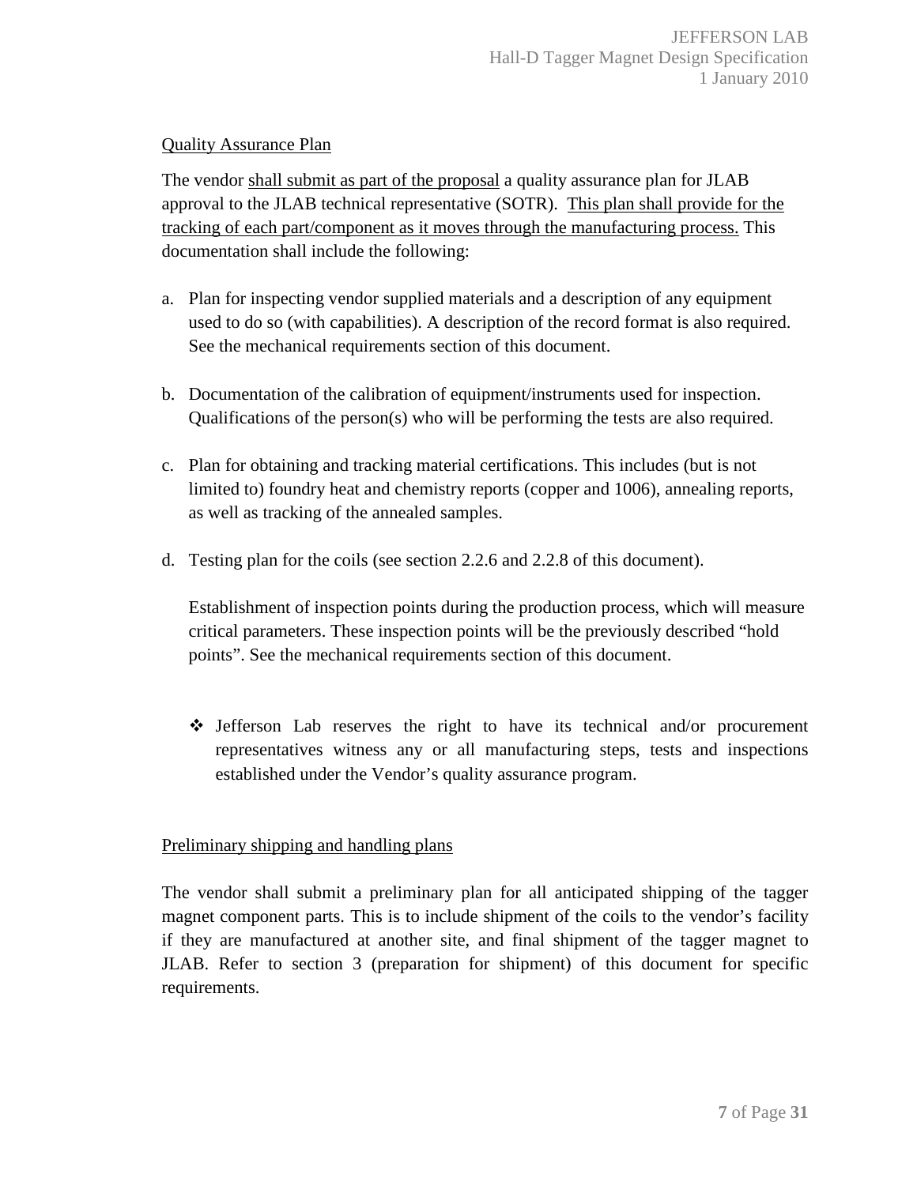<u>Quality Assurance Plan</u>

The vendor <u>shall submit as part of the proposal</u> a quality assurance plan for JLAB approval to the JLAB technical representative (SOTR). <u>This plan shall provide for the tracking of each part/component as it moves through the manufacturing process.</u> This documentation shall include the following:

a. Plan for inspecting vendor supplied materials and a description of any equipment used to do so (with capabilities). A description of the record format is also required. See the mechanical requirements section of this document.

b. Documentation of the calibration of equipment/instruments used for inspection. Qualifications of the person(s) who will be performing the tests are also required.

c. Plan for obtaining and tracking material certifications. This includes (but is not limited to) foundry heat and chemistry reports (copper and 1006), annealing reports, as well as tracking of the annealed samples.

d. Testing plan for the coils (see section 2.2.6 and 2.2.8 of this document).

   Establishment of inspection points during the production process, which will measure critical parameters. These inspection points will be the previously described "hold points". See the mechanical requirements section of this document.

- Jefferson Lab reserves the right to have its technical and/or procurement representatives witness any or all manufacturing steps, tests and inspections established under the Vendor's quality assurance program.

<u>Preliminary shipping and handling plans</u>

The vendor shall submit a preliminary plan for all anticipated shipping of the tagger magnet component parts. This is to include shipment of the coils to the vendor's facility if they are manufactured at another site, and final shipment of the tagger magnet to JLAB. Refer to section 3 (preparation for shipment) of this document for specific requirements.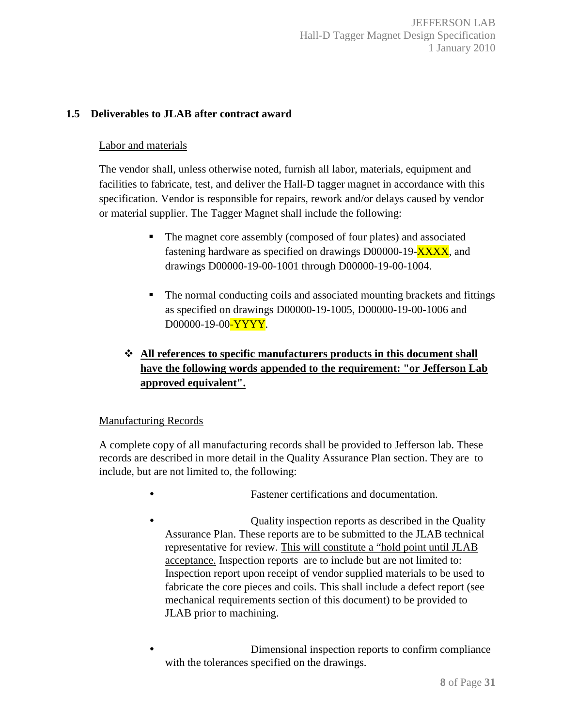### 1.5 Deliverables to JLAB after contract award

Labor and materials

The vendor shall, unless otherwise noted, furnish all labor, materials, equipment and facilities to fabricate, test, and deliver the Hall-D tagger magnet in accordance with this specification. Vendor is responsible for repairs, rework and/or delays caused by vendor or material supplier. The Tagger Magnet shall include the following:

- The magnet core assembly (composed of four plates) and associated fastening hardware as specified on drawings D00000-19-XXXX, and drawings D00000-19-00-1001 through D00000-19-00-1004.

- The normal conducting coils and associated mounting brackets and fittings as specified on drawings D00000-19-1005, D00000-19-00-1006 and D00000-19-00-YYYY.

- **All references to specific manufacturers products in this document shall have the following words appended to the requirement: "or Jefferson Lab approved equivalent".**

Manufacturing Records

A complete copy of all manufacturing records shall be provided to Jefferson lab. These records are described in more detail in the Quality Assurance Plan section. They are to include, but are not limited to, the following:

- Fastener certifications and documentation.

- Quality inspection reports as described in the Quality Assurance Plan. These reports are to be submitted to the JLAB technical representative for review. This will constitute a "hold point until JLAB acceptance. Inspection reports are to include but are not limited to: Inspection report upon receipt of vendor supplied materials to be used to fabricate the core pieces and coils. This shall include a defect report (see mechanical requirements section of this document) to be provided to JLAB prior to machining.

- Dimensional inspection reports to confirm compliance with the tolerances specified on the drawings.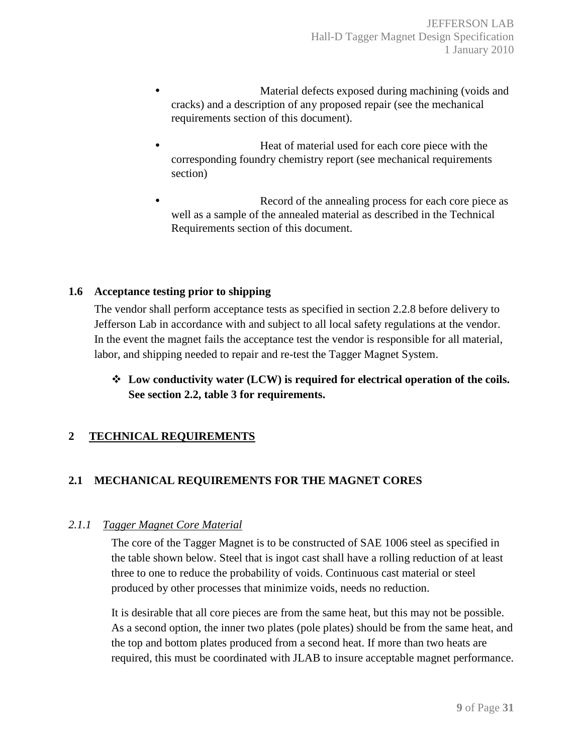- Material defects exposed during machining (voids and cracks) and a description of any proposed repair (see the mechanical requirements section of this document).
- Heat of material used for each core piece with the corresponding foundry chemistry report (see mechanical requirements section)
- Record of the annealing process for each core piece as well as a sample of the annealed material as described in the Technical Requirements section of this document.

### 1.6 Acceptance testing prior to shipping

The vendor shall perform acceptance tests as specified in section 2.2.8 before delivery to Jefferson Lab in accordance with and subject to all local safety regulations at the vendor. In the event the magnet fails the acceptance test the vendor is responsible for all material, labor, and shipping needed to repair and re-test the Tagger Magnet System.

- ❖ **Low conductivity water (LCW) is required for electrical operation of the coils. See section 2.2, table 3 for requirements.**

# 2 TECHNICAL REQUIREMENTS

## 2.1 MECHANICAL REQUIREMENTS FOR THE MAGNET CORES

### *2.1.1 Tagger Magnet Core Material*

The core of the Tagger Magnet is to be constructed of SAE 1006 steel as specified in the table shown below. Steel that is ingot cast shall have a rolling reduction of at least three to one to reduce the probability of voids. Continuous cast material or steel produced by other processes that minimize voids, needs no reduction.

It is desirable that all core pieces are from the same heat, but this may not be possible. As a second option, the inner two plates (pole plates) should be from the same heat, and the top and bottom plates produced from a second heat. If more than two heats are required, this must be coordinated with JLAB to insure acceptable magnet performance.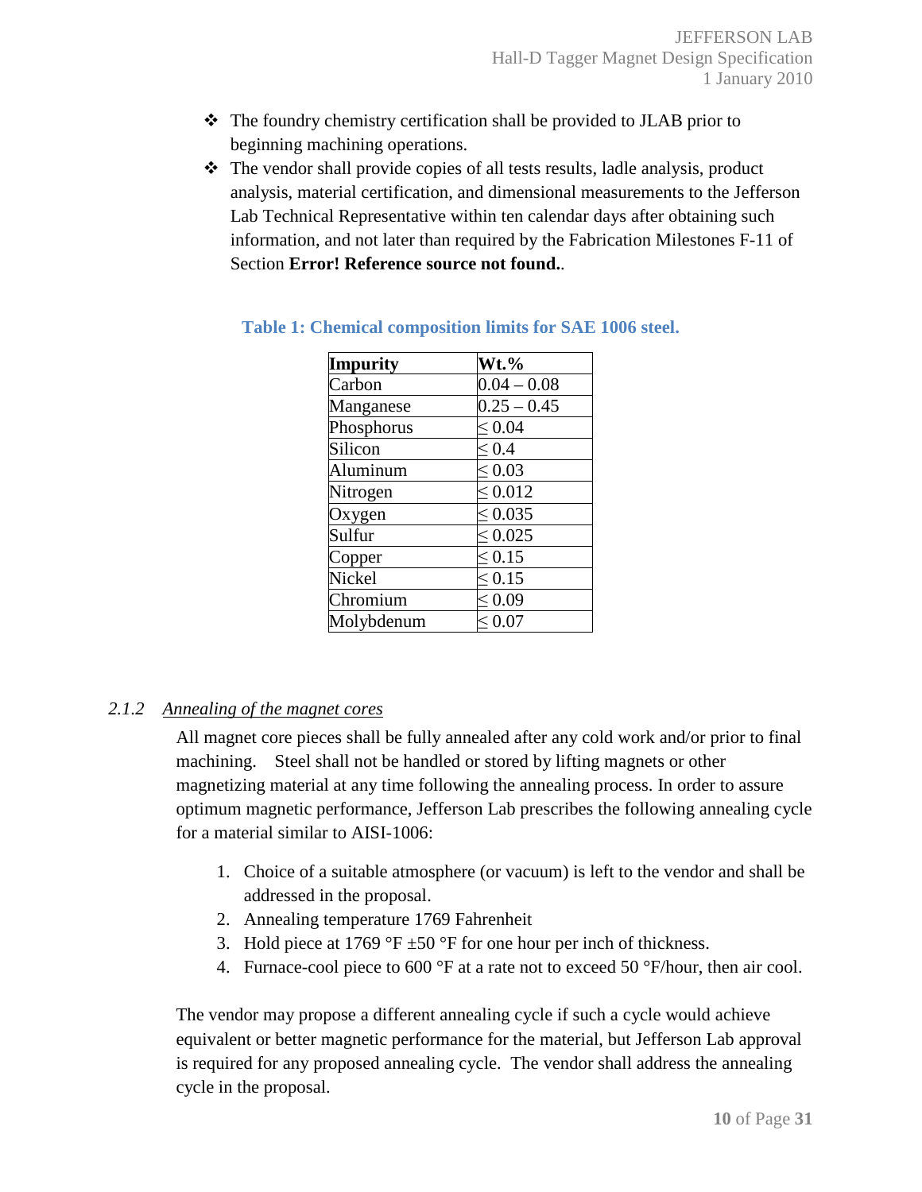- The foundry chemistry certification shall be provided to JLAB prior to beginning machining operations.
- The vendor shall provide copies of all tests results, ladle analysis, product analysis, material certification, and dimensional measurements to the Jefferson Lab Technical Representative within ten calendar days after obtaining such information, and not later than required by the Fabrication Milestones F-11 of Section **Error! Reference source not found.**.

**Table 1: Chemical composition limits for SAE 1006 steel.**

| Impurity | Wt.% |
|---|---|
| Carbon | 0.04 – 0.08 |
| Manganese | 0.25 – 0.45 |
| Phosphorus | ≤ 0.04 |
| Silicon | ≤ 0.4 |
| Aluminum | ≤ 0.03 |
| Nitrogen | ≤ 0.012 |
| Oxygen | ≤ 0.035 |
| Sulfur | ≤ 0.025 |
| Copper | ≤ 0.15 |
| Nickel | ≤ 0.15 |
| Chromium | ≤ 0.09 |
| Molybdenum | ≤ 0.07 |

### 2.1.2 *Annealing of the magnet cores*

All magnet core pieces shall be fully annealed after any cold work and/or prior to final machining. Steel shall not be handled or stored by lifting magnets or other magnetizing material at any time following the annealing process. In order to assure optimum magnetic performance, Jefferson Lab prescribes the following annealing cycle for a material similar to AISI-1006:

1. Choice of a suitable atmosphere (or vacuum) is left to the vendor and shall be addressed in the proposal.
2. Annealing temperature 1769 Fahrenheit
3. Hold piece at 1769 °F ±50 °F for one hour per inch of thickness.
4. Furnace-cool piece to 600 °F at a rate not to exceed 50 °F/hour, then air cool.

The vendor may propose a different annealing cycle if such a cycle would achieve equivalent or better magnetic performance for the material, but Jefferson Lab approval is required for any proposed annealing cycle. The vendor shall address the annealing cycle in the proposal.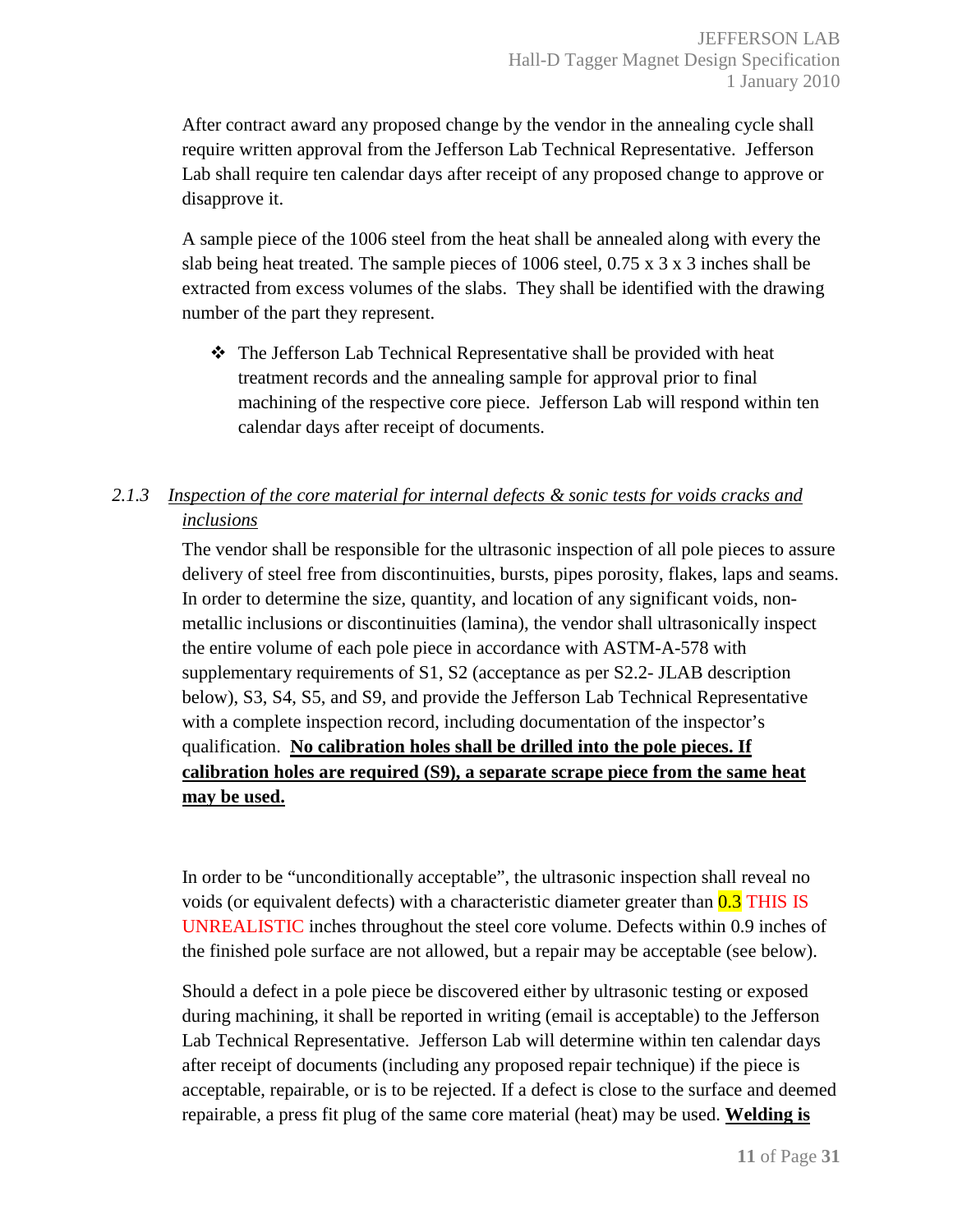After contract award any proposed change by the vendor in the annealing cycle shall require written approval from the Jefferson Lab Technical Representative. Jefferson Lab shall require ten calendar days after receipt of any proposed change to approve or disapprove it.

A sample piece of the 1006 steel from the heat shall be annealed along with every the slab being heat treated. The sample pieces of 1006 steel, 0.75 x 3 x 3 inches shall be extracted from excess volumes of the slabs. They shall be identified with the drawing number of the part they represent.

- The Jefferson Lab Technical Representative shall be provided with heat treatment records and the annealing sample for approval prior to final machining of the respective core piece. Jefferson Lab will respond within ten calendar days after receipt of documents.

### *2.1.3 Inspection of the core material for internal defects & sonic tests for voids cracks and inclusions*

The vendor shall be responsible for the ultrasonic inspection of all pole pieces to assure delivery of steel free from discontinuities, bursts, pipes porosity, flakes, laps and seams. In order to determine the size, quantity, and location of any significant voids, non-metallic inclusions or discontinuities (lamina), the vendor shall ultrasonically inspect the entire volume of each pole piece in accordance with ASTM-A-578 with supplementary requirements of S1, S2 (acceptance as per S2.2- JLAB description below), S3, S4, S5, and S9, and provide the Jefferson Lab Technical Representative with a complete inspection record, including documentation of the inspector's qualification. **No calibration holes shall be drilled into the pole pieces. If calibration holes are required (S9), a separate scrape piece from the same heat may be used.**

In order to be "unconditionally acceptable", the ultrasonic inspection shall reveal no voids (or equivalent defects) with a characteristic diameter greater than 0.3 THIS IS UNREALISTIC inches throughout the steel core volume. Defects within 0.9 inches of the finished pole surface are not allowed, but a repair may be acceptable (see below).

Should a defect in a pole piece be discovered either by ultrasonic testing or exposed during machining, it shall be reported in writing (email is acceptable) to the Jefferson Lab Technical Representative. Jefferson Lab will determine within ten calendar days after receipt of documents (including any proposed repair technique) if the piece is acceptable, repairable, or is to be rejected. If a defect is close to the surface and deemed repairable, a press fit plug of the same core material (heat) may be used. **Welding is**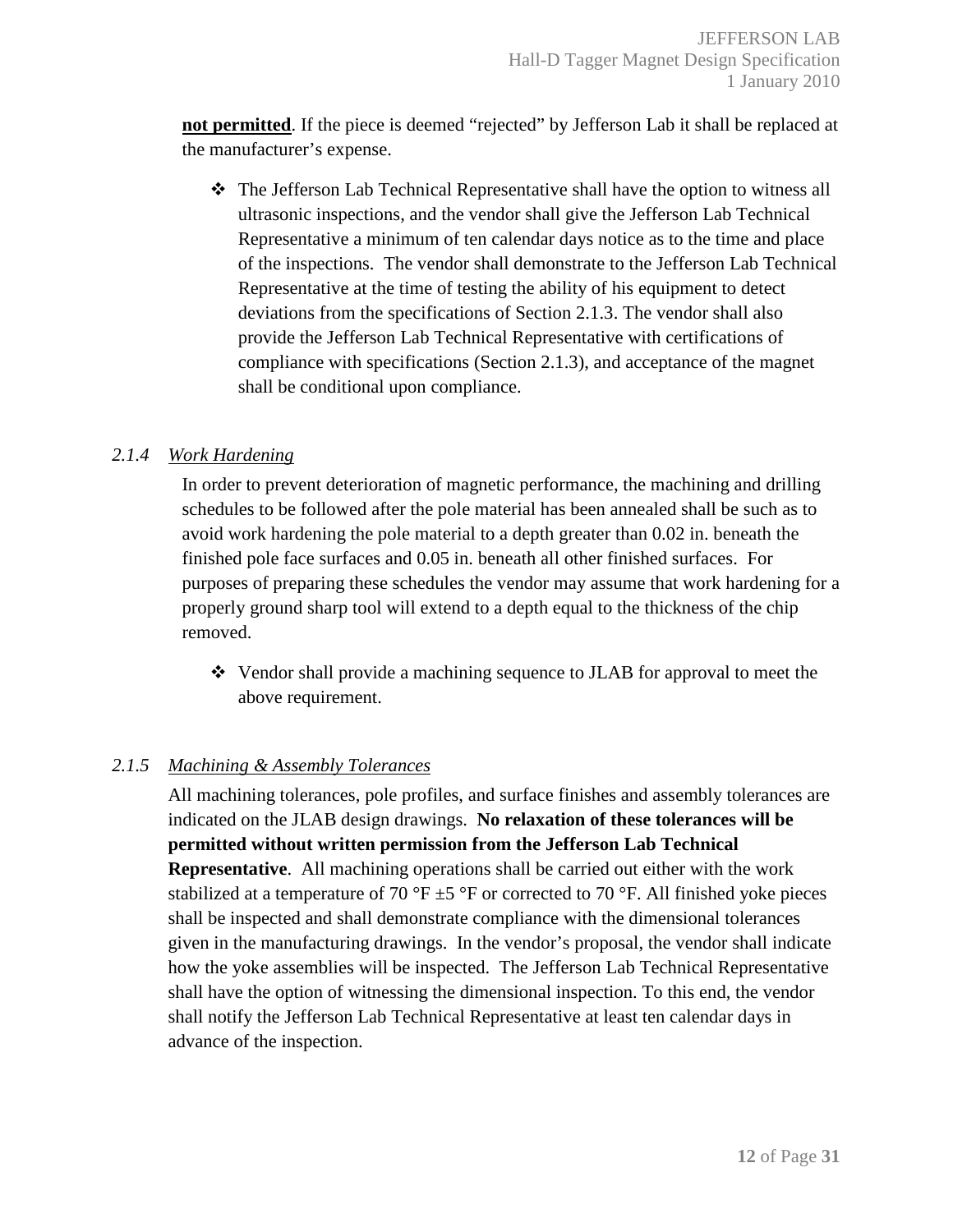**not permitted**. If the piece is deemed "rejected" by Jefferson Lab it shall be replaced at the manufacturer's expense.

- The Jefferson Lab Technical Representative shall have the option to witness all ultrasonic inspections, and the vendor shall give the Jefferson Lab Technical Representative a minimum of ten calendar days notice as to the time and place of the inspections. The vendor shall demonstrate to the Jefferson Lab Technical Representative at the time of testing the ability of his equipment to detect deviations from the specifications of Section 2.1.3. The vendor shall also provide the Jefferson Lab Technical Representative with certifications of compliance with specifications (Section 2.1.3), and acceptance of the magnet shall be conditional upon compliance.

### *2.1.4 Work Hardening*

In order to prevent deterioration of magnetic performance, the machining and drilling schedules to be followed after the pole material has been annealed shall be such as to avoid work hardening the pole material to a depth greater than 0.02 in. beneath the finished pole face surfaces and 0.05 in. beneath all other finished surfaces. For purposes of preparing these schedules the vendor may assume that work hardening for a properly ground sharp tool will extend to a depth equal to the thickness of the chip removed.

- Vendor shall provide a machining sequence to JLAB for approval to meet the above requirement.

### *2.1.5 Machining & Assembly Tolerances*

All machining tolerances, pole profiles, and surface finishes and assembly tolerances are indicated on the JLAB design drawings. **No relaxation of these tolerances will be permitted without written permission from the Jefferson Lab Technical Representative**. All machining operations shall be carried out either with the work stabilized at a temperature of 70 °F ±5 °F or corrected to 70 °F. All finished yoke pieces shall be inspected and shall demonstrate compliance with the dimensional tolerances given in the manufacturing drawings. In the vendor's proposal, the vendor shall indicate how the yoke assemblies will be inspected. The Jefferson Lab Technical Representative shall have the option of witnessing the dimensional inspection. To this end, the vendor shall notify the Jefferson Lab Technical Representative at least ten calendar days in advance of the inspection.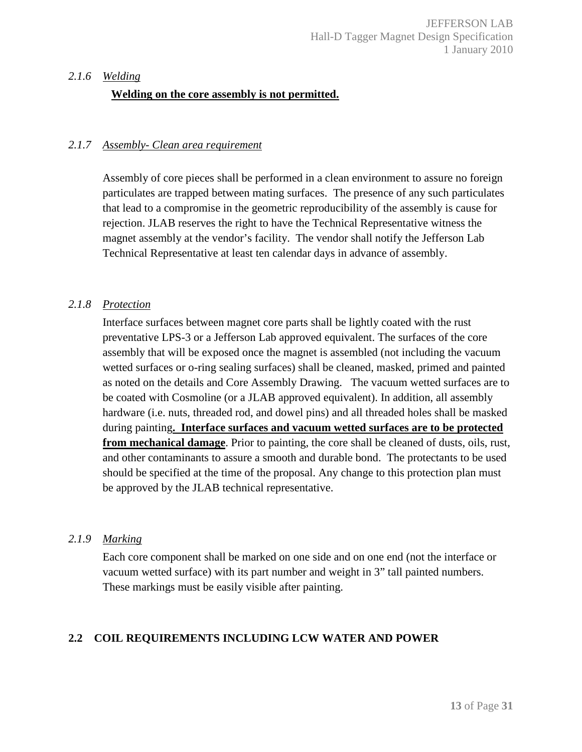### *2.1.6 Welding*

**Welding on the core assembly is not permitted.**

### *2.1.7 Assembly- Clean area requirement*

Assembly of core pieces shall be performed in a clean environment to assure no foreign particulates are trapped between mating surfaces. The presence of any such particulates that lead to a compromise in the geometric reproducibility of the assembly is cause for rejection. JLAB reserves the right to have the Technical Representative witness the magnet assembly at the vendor's facility. The vendor shall notify the Jefferson Lab Technical Representative at least ten calendar days in advance of assembly.

### *2.1.8 Protection*

Interface surfaces between magnet core parts shall be lightly coated with the rust preventative LPS-3 or a Jefferson Lab approved equivalent. The surfaces of the core assembly that will be exposed once the magnet is assembled (not including the vacuum wetted surfaces or o-ring sealing surfaces) shall be cleaned, masked, primed and painted as noted on the details and Core Assembly Drawing. The vacuum wetted surfaces are to be coated with Cosmoline (or a JLAB approved equivalent). In addition, all assembly hardware (i.e. nuts, threaded rod, and dowel pins) and all threaded holes shall be masked during painting**. Interface surfaces and vacuum wetted surfaces are to be protected from mechanical damage**. Prior to painting, the core shall be cleaned of dusts, oils, rust, and other contaminants to assure a smooth and durable bond. The protectants to be used should be specified at the time of the proposal. Any change to this protection plan must be approved by the JLAB technical representative.

### *2.1.9 Marking*

Each core component shall be marked on one side and on one end (not the interface or vacuum wetted surface) with its part number and weight in 3" tall painted numbers. These markings must be easily visible after painting.

## 2.2 COIL REQUIREMENTS INCLUDING LCW WATER AND POWER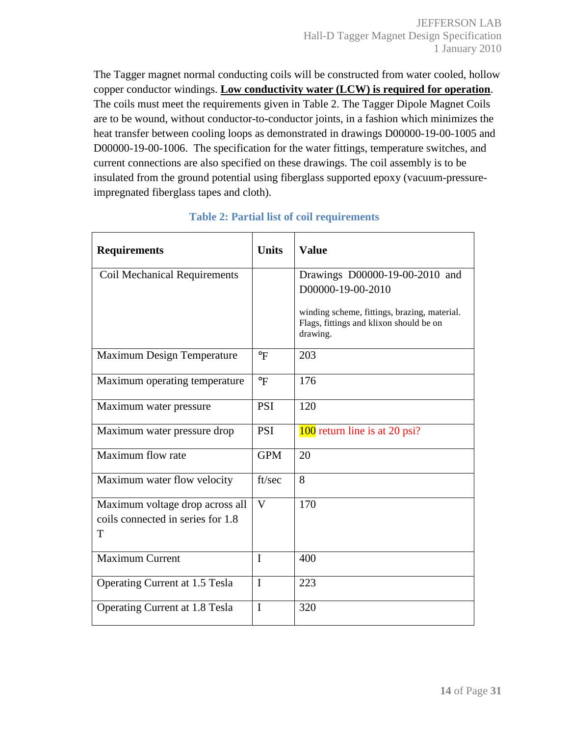The Tagger magnet normal conducting coils will be constructed from water cooled, hollow copper conductor windings. **Low conductivity water (LCW) is required for operation**. The coils must meet the requirements given in Table 2. The Tagger Dipole Magnet Coils are to be wound, without conductor-to-conductor joints, in a fashion which minimizes the heat transfer between cooling loops as demonstrated in drawings D00000-19-00-1005 and D00000-19-00-1006. The specification for the water fittings, temperature switches, and current connections are also specified on these drawings. The coil assembly is to be insulated from the ground potential using fiberglass supported epoxy (vacuum-pressure-impregnated fiberglass tapes and cloth).

**Table 2: Partial list of coil requirements**

| **Requirements** | **Units** | **Value** |
|---|---|---|
| Coil Mechanical Requirements | | Drawings D00000-19-00-2010 and D00000-19-00-2010<br><br>winding scheme, fittings, brazing, material. Flags, fittings and klixon should be on drawing. |
| Maximum Design Temperature | °F | 203 |
| Maximum operating temperature | °F | 176 |
| Maximum water pressure | PSI | 120 |
| Maximum water pressure drop | PSI | 100 return line is at 20 psi? |
| Maximum flow rate | GPM | 20 |
| Maximum water flow velocity | ft/sec | 8 |
| Maximum voltage drop across all coils connected in series for 1.8 T | V | 170 |
| Maximum Current | I | 400 |
| Operating Current at 1.5 Tesla | I | 223 |
| Operating Current at 1.8 Tesla | I | 320 |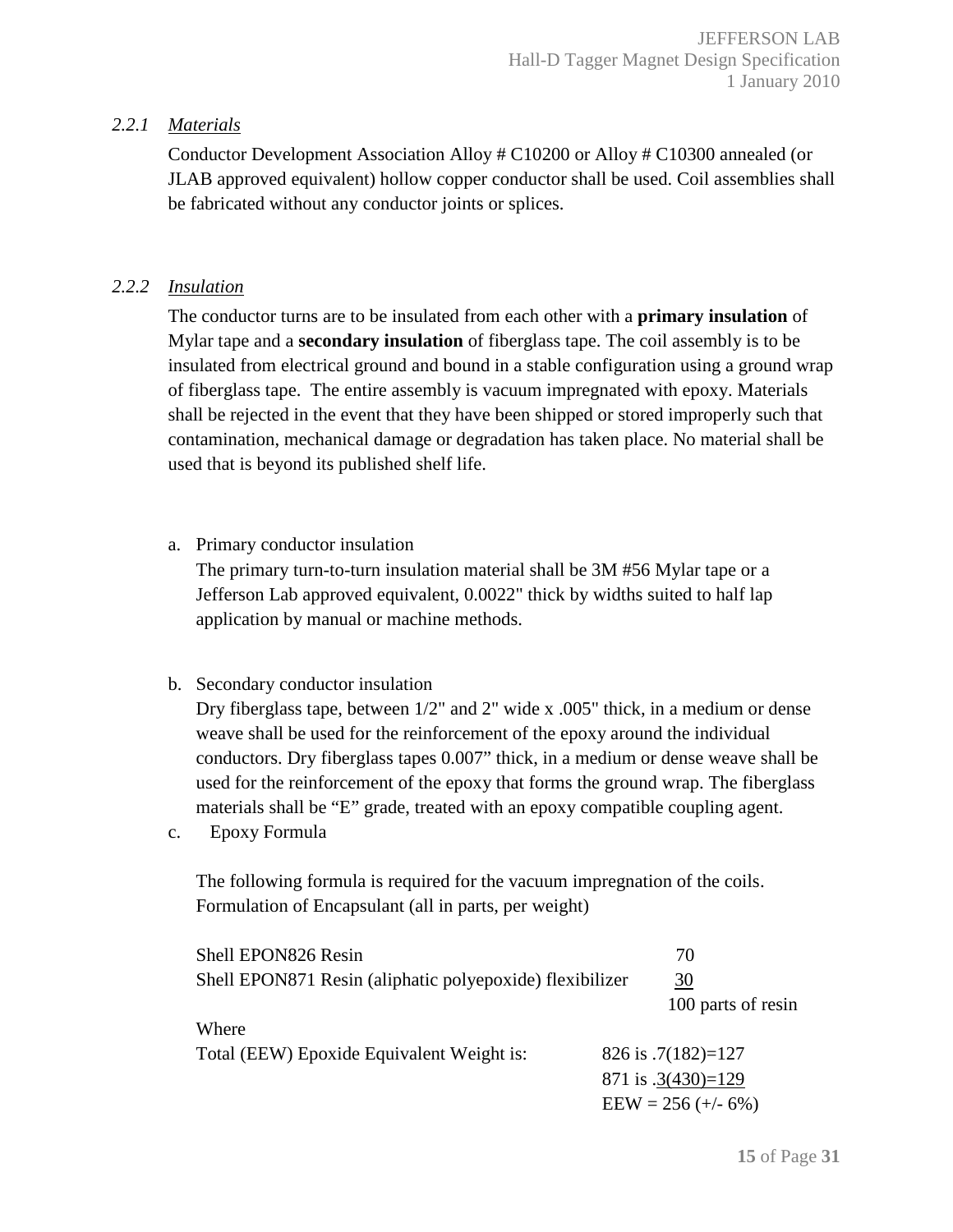### 2.2.1 *Materials*

Conductor Development Association Alloy # C10200 or Alloy # C10300 annealed (or JLAB approved equivalent) hollow copper conductor shall be used. Coil assemblies shall be fabricated without any conductor joints or splices.

### 2.2.2 *Insulation*

The conductor turns are to be insulated from each other with a **primary insulation** of Mylar tape and a **secondary insulation** of fiberglass tape. The coil assembly is to be insulated from electrical ground and bound in a stable configuration using a ground wrap of fiberglass tape. The entire assembly is vacuum impregnated with epoxy. Materials shall be rejected in the event that they have been shipped or stored improperly such that contamination, mechanical damage or degradation has taken place. No material shall be used that is beyond its published shelf life.

a. Primary conductor insulation
   The primary turn-to-turn insulation material shall be 3M #56 Mylar tape or a Jefferson Lab approved equivalent, 0.0022" thick by widths suited to half lap application by manual or machine methods.

b. Secondary conductor insulation
   Dry fiberglass tape, between 1/2" and 2" wide x .005" thick, in a medium or dense weave shall be used for the reinforcement of the epoxy around the individual conductors. Dry fiberglass tapes 0.007" thick, in a medium or dense weave shall be used for the reinforcement of the epoxy that forms the ground wrap. The fiberglass materials shall be "E" grade, treated with an epoxy compatible coupling agent.

c. Epoxy Formula

   The following formula is required for the vacuum impregnation of the coils.
   Formulation of Encapsulant (all in parts, per weight)

| | |
|---|---|
| Shell EPON826 Resin | 70 |
| Shell EPON871 Resin (aliphatic polyepoxide) flexibilizer | <u>30</u> |
| | 100 parts of resin |
| Where | |
| Total (EEW) Epoxide Equivalent Weight is: | 826 is .7(182)=127 |
| | 871 is <u>.3(430)=129</u> |
| | EEW = 256 (+/- 6%) |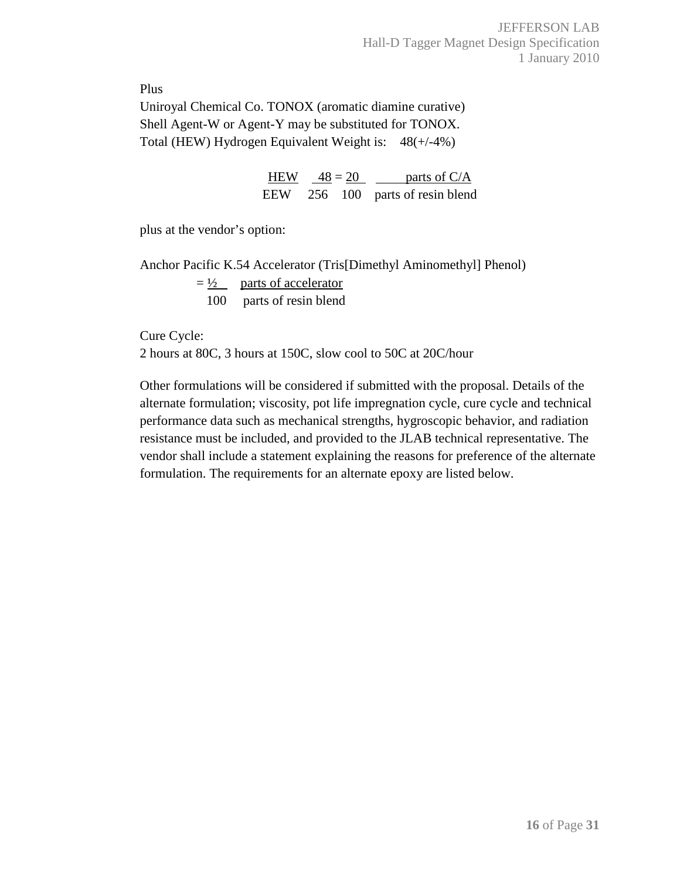Plus

Uniroyal Chemical Co. TONOX (aromatic diamine curative)
Shell Agent-W or Agent-Y may be substituted for TONOX.
Total (HEW) Hydrogen Equivalent Weight is: 48(+/-4%)

$$\frac{HEW}{EEW} \quad \frac{48}{256} = \frac{20}{100} \quad \frac{\text{parts of C/A}}{\text{parts of resin blend}}$$

plus at the vendor's option:

Anchor Pacific K.54 Accelerator (Tris[Dimethyl Aminomethyl] Phenol)

$$= \frac{1/2}{100} \quad \frac{\text{parts of accelerator}}{\text{parts of resin blend}}$$

Cure Cycle:
2 hours at 80C, 3 hours at 150C, slow cool to 50C at 20C/hour

Other formulations will be considered if submitted with the proposal. Details of the alternate formulation; viscosity, pot life impregnation cycle, cure cycle and technical performance data such as mechanical strengths, hygroscopic behavior, and radiation resistance must be included, and provided to the JLAB technical representative. The vendor shall include a statement explaining the reasons for preference of the alternate formulation. The requirements for an alternate epoxy are listed below.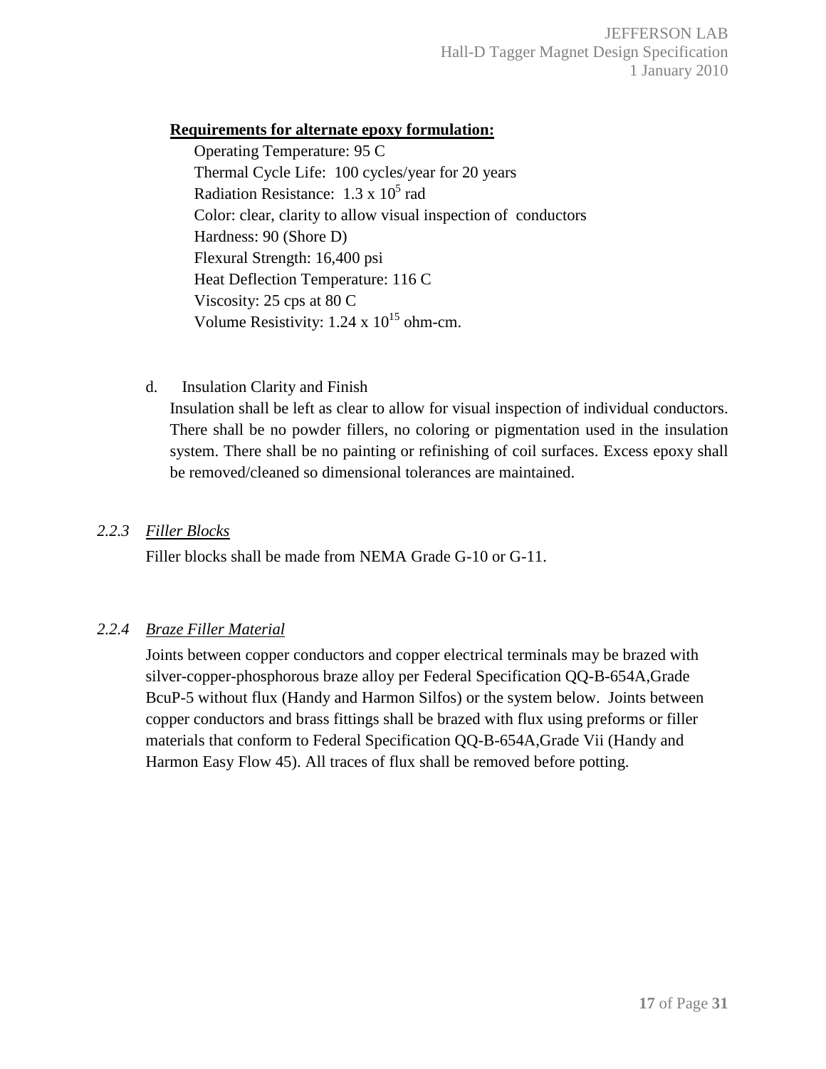**Requirements for alternate epoxy formulation:**

Operating Temperature: 95 C
Thermal Cycle Life: 100 cycles/year for 20 years
Radiation Resistance: $1.3 \times 10^5$ rad
Color: clear, clarity to allow visual inspection of conductors
Hardness: 90 (Shore D)
Flexural Strength: 16,400 psi
Heat Deflection Temperature: 116 C
Viscosity: 25 cps at 80 C
Volume Resistivity: $1.24 \times 10^{15}$ ohm-cm.

d. Insulation Clarity and Finish

Insulation shall be left as clear to allow for visual inspection of individual conductors. There shall be no powder fillers, no coloring or pigmentation used in the insulation system. There shall be no painting or refinishing of coil surfaces. Excess epoxy shall be removed/cleaned so dimensional tolerances are maintained.

### *2.2.3 Filler Blocks*

Filler blocks shall be made from NEMA Grade G-10 or G-11.

### *2.2.4 Braze Filler Material*

Joints between copper conductors and copper electrical terminals may be brazed with silver-copper-phosphorous braze alloy per Federal Specification QQ-B-654A,Grade BcuP-5 without flux (Handy and Harmon Silfos) or the system below. Joints between copper conductors and brass fittings shall be brazed with flux using preforms or filler materials that conform to Federal Specification QQ-B-654A,Grade Vii (Handy and Harmon Easy Flow 45). All traces of flux shall be removed before potting.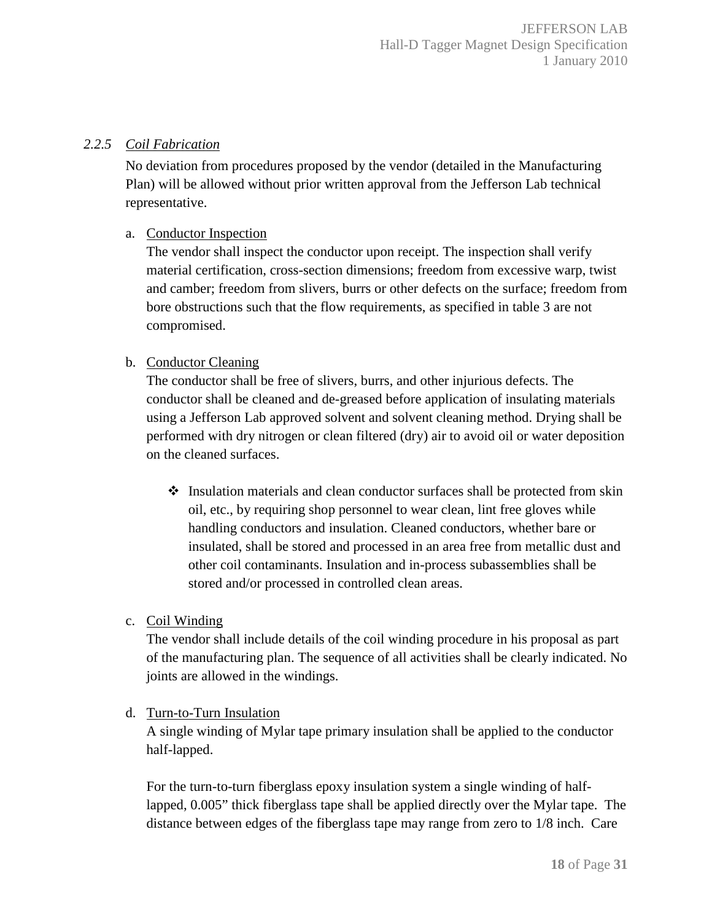### *2.2.5 Coil Fabrication*

No deviation from procedures proposed by the vendor (detailed in the Manufacturing Plan) will be allowed without prior written approval from the Jefferson Lab technical representative.

a. Conductor Inspection

The vendor shall inspect the conductor upon receipt. The inspection shall verify material certification, cross-section dimensions; freedom from excessive warp, twist and camber; freedom from slivers, burrs or other defects on the surface; freedom from bore obstructions such that the flow requirements, as specified in table 3 are not compromised.

b. Conductor Cleaning

The conductor shall be free of slivers, burrs, and other injurious defects. The conductor shall be cleaned and de-greased before application of insulating materials using a Jefferson Lab approved solvent and solvent cleaning method. Drying shall be performed with dry nitrogen or clean filtered (dry) air to avoid oil or water deposition on the cleaned surfaces.

- ❖ Insulation materials and clean conductor surfaces shall be protected from skin oil, etc., by requiring shop personnel to wear clean, lint free gloves while handling conductors and insulation. Cleaned conductors, whether bare or insulated, shall be stored and processed in an area free from metallic dust and other coil contaminants. Insulation and in-process subassemblies shall be stored and/or processed in controlled clean areas.

c. Coil Winding

The vendor shall include details of the coil winding procedure in his proposal as part of the manufacturing plan. The sequence of all activities shall be clearly indicated. No joints are allowed in the windings.

d. Turn-to-Turn Insulation

A single winding of Mylar tape primary insulation shall be applied to the conductor half-lapped.

For the turn-to-turn fiberglass epoxy insulation system a single winding of half-lapped, 0.005" thick fiberglass tape shall be applied directly over the Mylar tape. The distance between edges of the fiberglass tape may range from zero to 1/8 inch. Care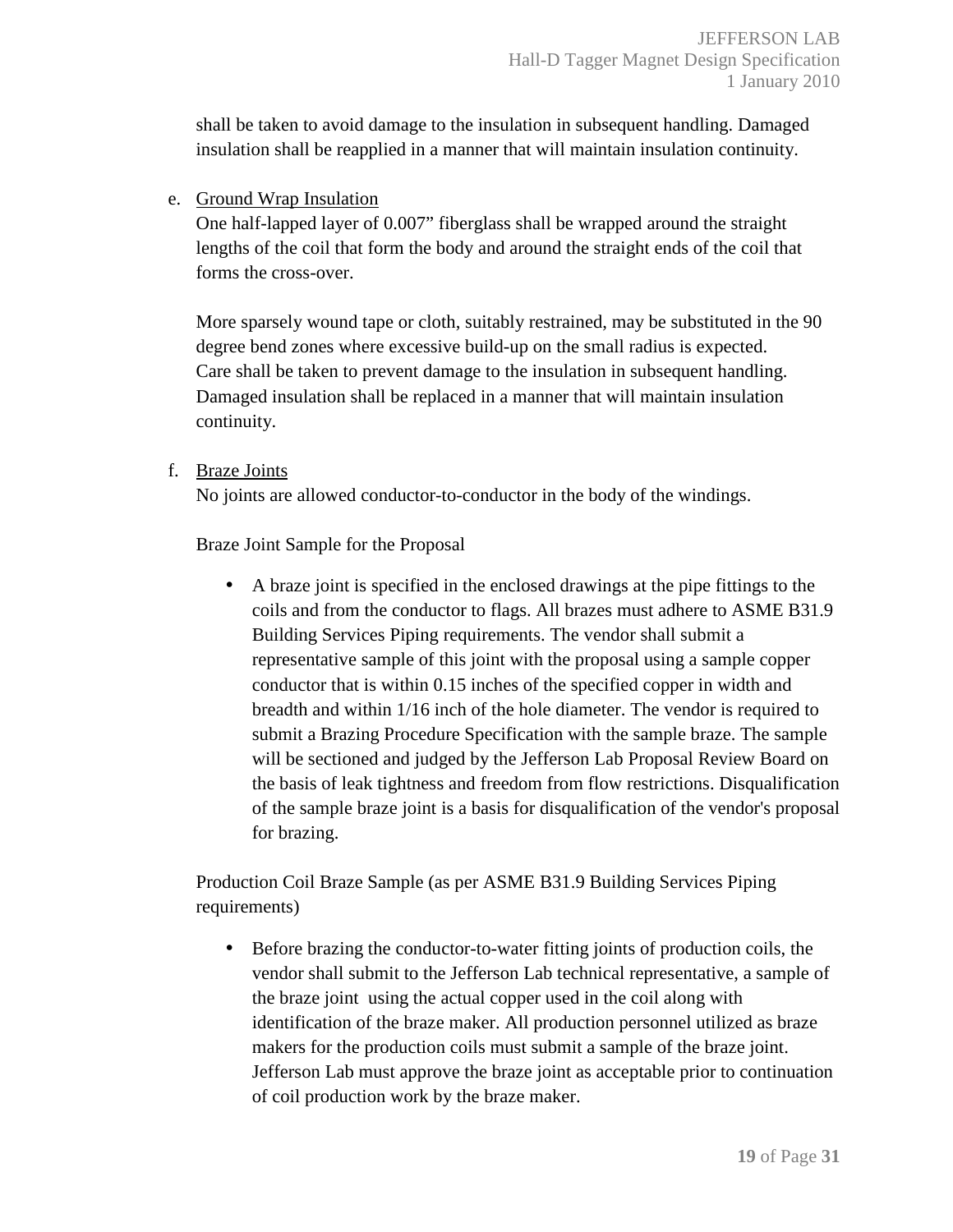shall be taken to avoid damage to the insulation in subsequent handling. Damaged insulation shall be reapplied in a manner that will maintain insulation continuity.

e. Ground Wrap Insulation

One half-lapped layer of 0.007" fiberglass shall be wrapped around the straight lengths of the coil that form the body and around the straight ends of the coil that forms the cross-over.

More sparsely wound tape or cloth, suitably restrained, may be substituted in the 90 degree bend zones where excessive build-up on the small radius is expected. Care shall be taken to prevent damage to the insulation in subsequent handling. Damaged insulation shall be replaced in a manner that will maintain insulation continuity.

f. Braze Joints

No joints are allowed conductor-to-conductor in the body of the windings.

Braze Joint Sample for the Proposal

- A braze joint is specified in the enclosed drawings at the pipe fittings to the coils and from the conductor to flags. All brazes must adhere to ASME B31.9 Building Services Piping requirements. The vendor shall submit a representative sample of this joint with the proposal using a sample copper conductor that is within 0.15 inches of the specified copper in width and breadth and within 1/16 inch of the hole diameter. The vendor is required to submit a Brazing Procedure Specification with the sample braze. The sample will be sectioned and judged by the Jefferson Lab Proposal Review Board on the basis of leak tightness and freedom from flow restrictions. Disqualification of the sample braze joint is a basis for disqualification of the vendor's proposal for brazing.

Production Coil Braze Sample (as per ASME B31.9 Building Services Piping requirements)

- Before brazing the conductor-to-water fitting joints of production coils, the vendor shall submit to the Jefferson Lab technical representative, a sample of the braze joint using the actual copper used in the coil along with identification of the braze maker. All production personnel utilized as braze makers for the production coils must submit a sample of the braze joint. Jefferson Lab must approve the braze joint as acceptable prior to continuation of coil production work by the braze maker.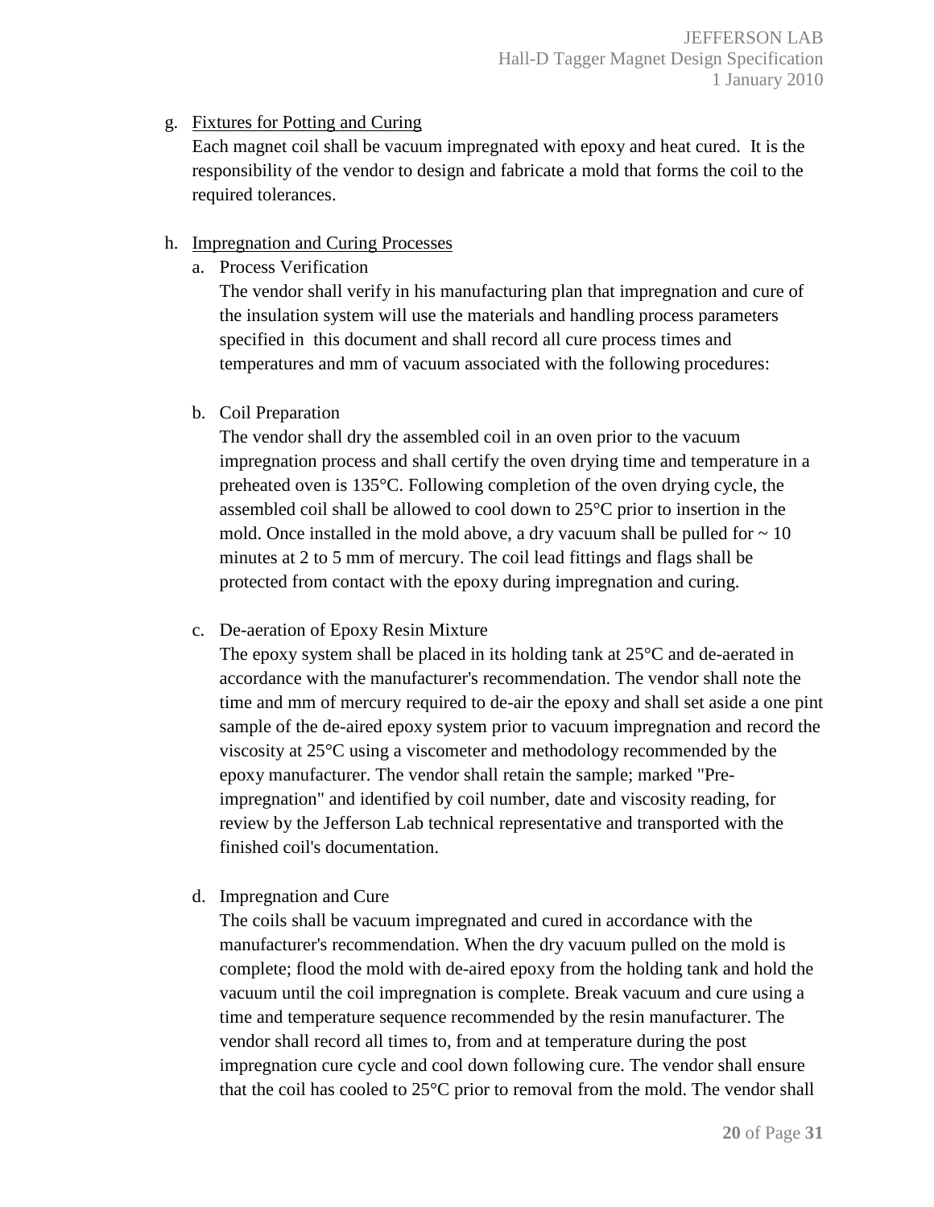g. Fixtures for Potting and Curing

Each magnet coil shall be vacuum impregnated with epoxy and heat cured. It is the responsibility of the vendor to design and fabricate a mold that forms the coil to the required tolerances.

h. Impregnation and Curing Processes

   a. Process Verification

      The vendor shall verify in his manufacturing plan that impregnation and cure of the insulation system will use the materials and handling process parameters specified in this document and shall record all cure process times and temperatures and mm of vacuum associated with the following procedures:

   b. Coil Preparation

      The vendor shall dry the assembled coil in an oven prior to the vacuum impregnation process and shall certify the oven drying time and temperature in a preheated oven is 135°C. Following completion of the oven drying cycle, the assembled coil shall be allowed to cool down to 25°C prior to insertion in the mold. Once installed in the mold above, a dry vacuum shall be pulled for ~ 10 minutes at 2 to 5 mm of mercury. The coil lead fittings and flags shall be protected from contact with the epoxy during impregnation and curing.

   c. De-aeration of Epoxy Resin Mixture

      The epoxy system shall be placed in its holding tank at 25°C and de-aerated in accordance with the manufacturer's recommendation. The vendor shall note the time and mm of mercury required to de-air the epoxy and shall set aside a one pint sample of the de-aired epoxy system prior to vacuum impregnation and record the viscosity at 25°C using a viscometer and methodology recommended by the epoxy manufacturer. The vendor shall retain the sample; marked "Pre-impregnation" and identified by coil number, date and viscosity reading, for review by the Jefferson Lab technical representative and transported with the finished coil's documentation.

   d. Impregnation and Cure

      The coils shall be vacuum impregnated and cured in accordance with the manufacturer's recommendation. When the dry vacuum pulled on the mold is complete; flood the mold with de-aired epoxy from the holding tank and hold the vacuum until the coil impregnation is complete. Break vacuum and cure using a time and temperature sequence recommended by the resin manufacturer. The vendor shall record all times to, from and at temperature during the post impregnation cure cycle and cool down following cure. The vendor shall ensure that the coil has cooled to 25°C prior to removal from the mold. The vendor shall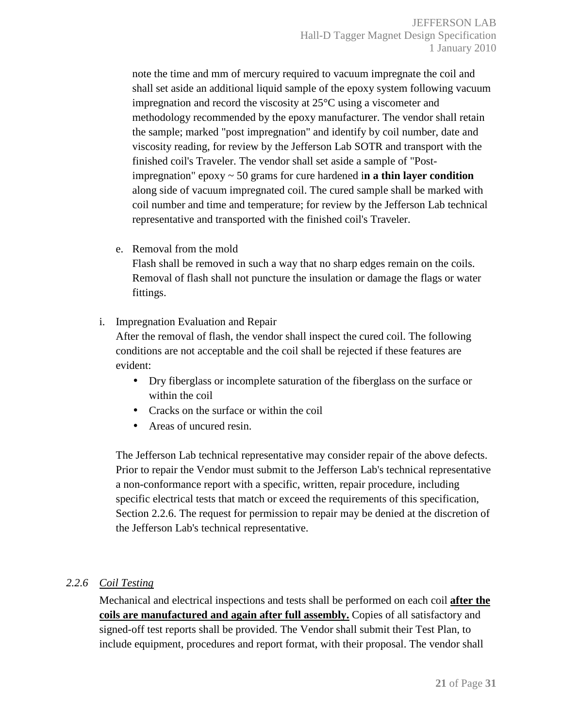note the time and mm of mercury required to vacuum impregnate the coil and shall set aside an additional liquid sample of the epoxy system following vacuum impregnation and record the viscosity at 25°C using a viscometer and methodology recommended by the epoxy manufacturer. The vendor shall retain the sample; marked "post impregnation" and identify by coil number, date and viscosity reading, for review by the Jefferson Lab SOTR and transport with the finished coil's Traveler. The vendor shall set aside a sample of "Post-impregnation" epoxy ~ 50 grams for cure hardened i**n a thin layer condition** along side of vacuum impregnated coil. The cured sample shall be marked with coil number and time and temperature; for review by the Jefferson Lab technical representative and transported with the finished coil's Traveler.

e. Removal from the mold
   Flash shall be removed in such a way that no sharp edges remain on the coils. Removal of flash shall not puncture the insulation or damage the flags or water fittings.

i. Impregnation Evaluation and Repair
   After the removal of flash, the vendor shall inspect the cured coil. The following conditions are not acceptable and the coil shall be rejected if these features are evident:

   - Dry fiberglass or incomplete saturation of the fiberglass on the surface or within the coil
   - Cracks on the surface or within the coil
   - Areas of uncured resin.

   The Jefferson Lab technical representative may consider repair of the above defects. Prior to repair the Vendor must submit to the Jefferson Lab's technical representative a non-conformance report with a specific, written, repair procedure, including specific electrical tests that match or exceed the requirements of this specification, Section 2.2.6. The request for permission to repair may be denied at the discretion of the Jefferson Lab's technical representative.

### *2.2.6 Coil Testing*

Mechanical and electrical inspections and tests shall be performed on each coil **after the coils are manufactured and again after full assembly.** Copies of all satisfactory and signed-off test reports shall be provided. The Vendor shall submit their Test Plan, to include equipment, procedures and report format, with their proposal. The vendor shall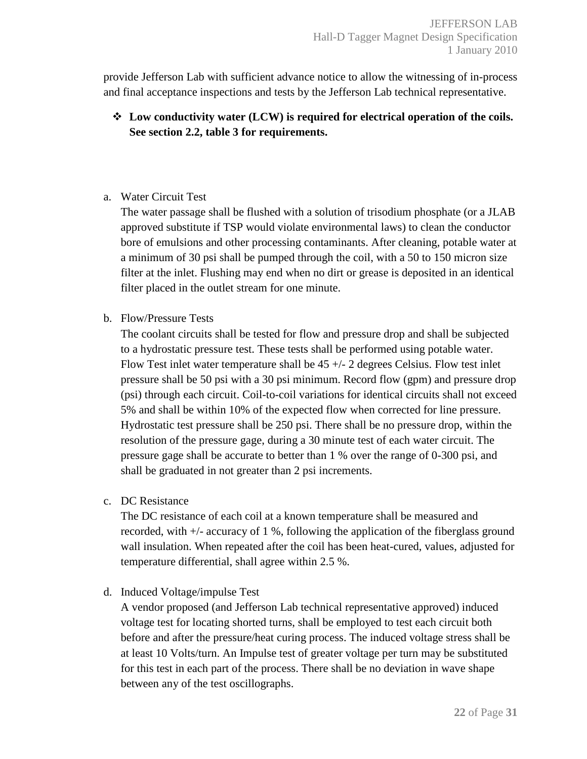provide Jefferson Lab with sufficient advance notice to allow the witnessing of in-process and final acceptance inspections and tests by the Jefferson Lab technical representative.

- ❖ **Low conductivity water (LCW) is required for electrical operation of the coils. See section 2.2, table 3 for requirements.**

a. Water Circuit Test

   The water passage shall be flushed with a solution of trisodium phosphate (or a JLAB approved substitute if TSP would violate environmental laws) to clean the conductor bore of emulsions and other processing contaminants. After cleaning, potable water at a minimum of 30 psi shall be pumped through the coil, with a 50 to 150 micron size filter at the inlet. Flushing may end when no dirt or grease is deposited in an identical filter placed in the outlet stream for one minute.

b. Flow/Pressure Tests

   The coolant circuits shall be tested for flow and pressure drop and shall be subjected to a hydrostatic pressure test. These tests shall be performed using potable water. Flow Test inlet water temperature shall be 45 +/- 2 degrees Celsius. Flow test inlet pressure shall be 50 psi with a 30 psi minimum. Record flow (gpm) and pressure drop (psi) through each circuit. Coil-to-coil variations for identical circuits shall not exceed 5% and shall be within 10% of the expected flow when corrected for line pressure. Hydrostatic test pressure shall be 250 psi. There shall be no pressure drop, within the resolution of the pressure gage, during a 30 minute test of each water circuit. The pressure gage shall be accurate to better than 1 % over the range of 0-300 psi, and shall be graduated in not greater than 2 psi increments.

c. DC Resistance

   The DC resistance of each coil at a known temperature shall be measured and recorded, with +/- accuracy of 1 %, following the application of the fiberglass ground wall insulation. When repeated after the coil has been heat-cured, values, adjusted for temperature differential, shall agree within 2.5 %.

d. Induced Voltage/impulse Test

   A vendor proposed (and Jefferson Lab technical representative approved) induced voltage test for locating shorted turns, shall be employed to test each circuit both before and after the pressure/heat curing process. The induced voltage stress shall be at least 10 Volts/turn. An Impulse test of greater voltage per turn may be substituted for this test in each part of the process. There shall be no deviation in wave shape between any of the test oscillographs.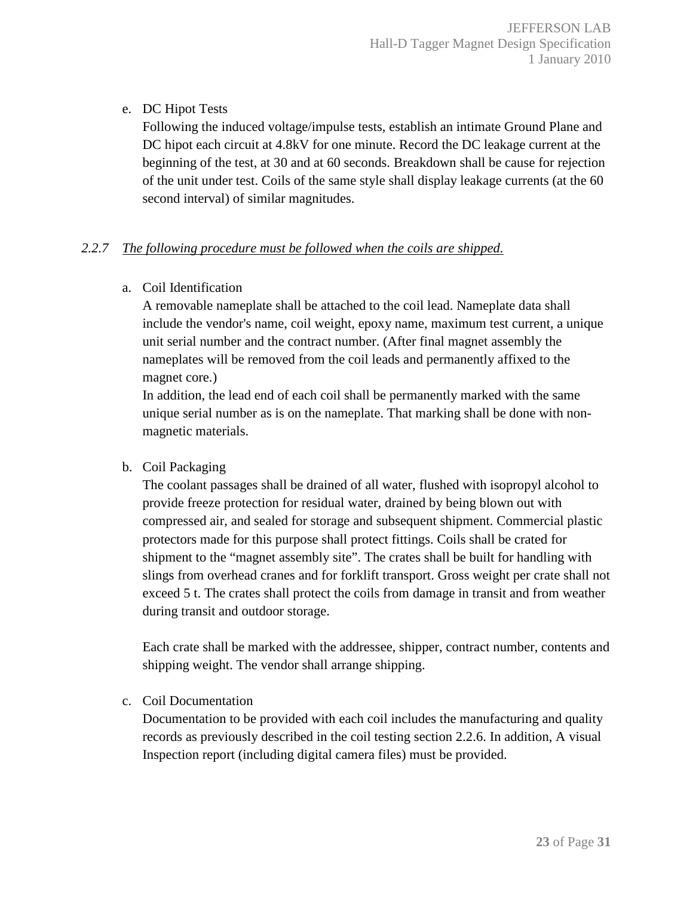e. DC Hipot Tests

   Following the induced voltage/impulse tests, establish an intimate Ground Plane and DC hipot each circuit at 4.8kV for one minute. Record the DC leakage current at the beginning of the test, at 30 and at 60 seconds. Breakdown shall be cause for rejection of the unit under test. Coils of the same style shall display leakage currents (at the 60 second interval) of similar magnitudes.

### 2.2.7 *The following procedure must be followed when the coils are shipped.*

a. Coil Identification

   A removable nameplate shall be attached to the coil lead. Nameplate data shall include the vendor's name, coil weight, epoxy name, maximum test current, a unique unit serial number and the contract number. (After final magnet assembly the nameplates will be removed from the coil leads and permanently affixed to the magnet core.)

   In addition, the lead end of each coil shall be permanently marked with the same unique serial number as is on the nameplate. That marking shall be done with non-magnetic materials.

b. Coil Packaging

   The coolant passages shall be drained of all water, flushed with isopropyl alcohol to provide freeze protection for residual water, drained by being blown out with compressed air, and sealed for storage and subsequent shipment. Commercial plastic protectors made for this purpose shall protect fittings. Coils shall be crated for shipment to the "magnet assembly site". The crates shall be built for handling with slings from overhead cranes and for forklift transport. Gross weight per crate shall not exceed 5 t. The crates shall protect the coils from damage in transit and from weather during transit and outdoor storage.

   Each crate shall be marked with the addressee, shipper, contract number, contents and shipping weight. The vendor shall arrange shipping.

c. Coil Documentation

   Documentation to be provided with each coil includes the manufacturing and quality records as previously described in the coil testing section 2.2.6. In addition, A visual Inspection report (including digital camera files) must be provided.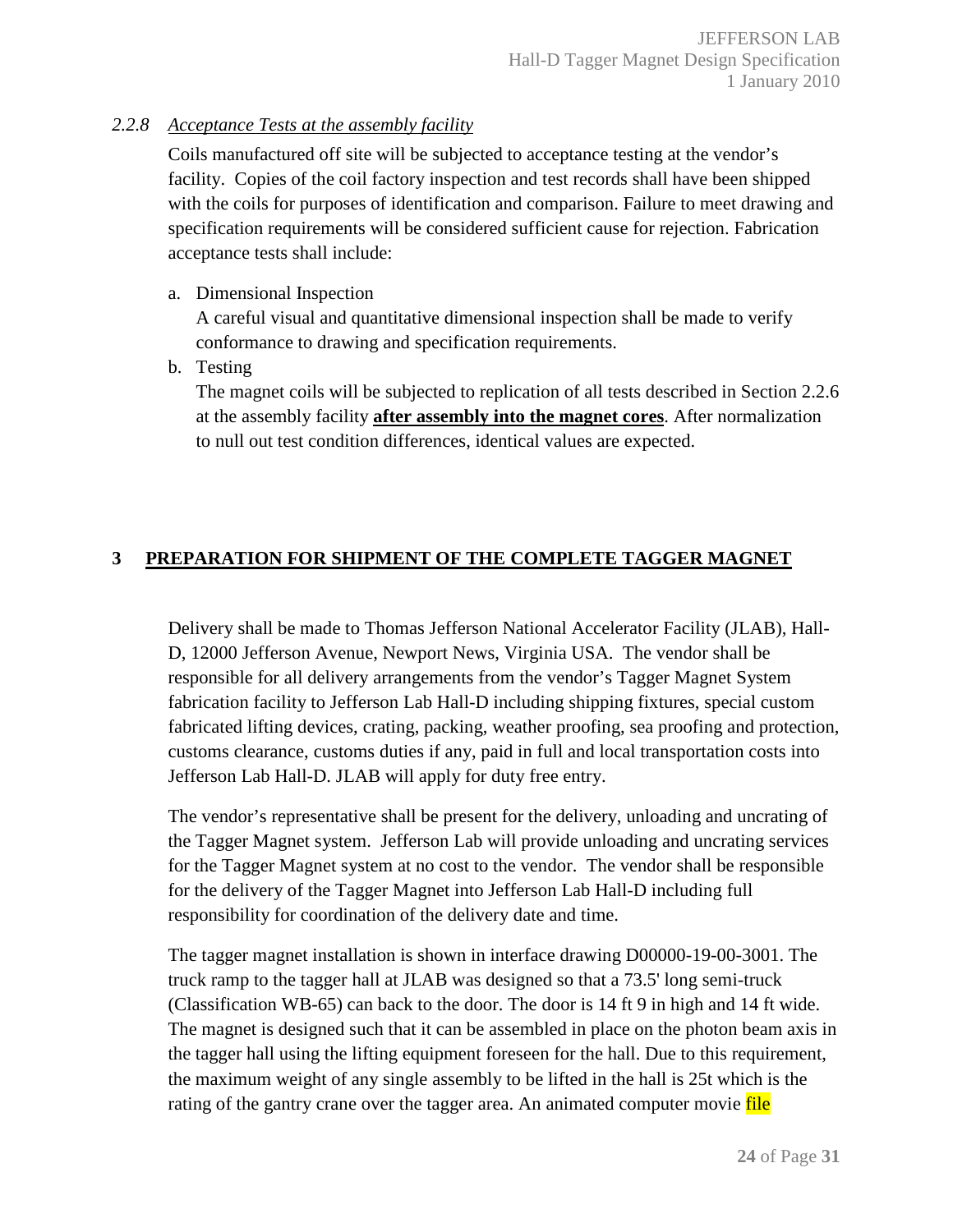### 2.2.8 *Acceptance Tests at the assembly facility*

Coils manufactured off site will be subjected to acceptance testing at the vendor's facility. Copies of the coil factory inspection and test records shall have been shipped with the coils for purposes of identification and comparison. Failure to meet drawing and specification requirements will be considered sufficient cause for rejection. Fabrication acceptance tests shall include:

a. Dimensional Inspection
   A careful visual and quantitative dimensional inspection shall be made to verify conformance to drawing and specification requirements.

b. Testing
   The magnet coils will be subjected to replication of all tests described in Section 2.2.6 at the assembly facility **after assembly into the magnet cores**. After normalization to null out test condition differences, identical values are expected.

# 3 PREPARATION FOR SHIPMENT OF THE COMPLETE TAGGER MAGNET

Delivery shall be made to Thomas Jefferson National Accelerator Facility (JLAB), Hall-D, 12000 Jefferson Avenue, Newport News, Virginia USA. The vendor shall be responsible for all delivery arrangements from the vendor's Tagger Magnet System fabrication facility to Jefferson Lab Hall-D including shipping fixtures, special custom fabricated lifting devices, crating, packing, weather proofing, sea proofing and protection, customs clearance, customs duties if any, paid in full and local transportation costs into Jefferson Lab Hall-D. JLAB will apply for duty free entry.

The vendor's representative shall be present for the delivery, unloading and uncrating of the Tagger Magnet system. Jefferson Lab will provide unloading and uncrating services for the Tagger Magnet system at no cost to the vendor. The vendor shall be responsible for the delivery of the Tagger Magnet into Jefferson Lab Hall-D including full responsibility for coordination of the delivery date and time.

The tagger magnet installation is shown in interface drawing D00000-19-00-3001. The truck ramp to the tagger hall at JLAB was designed so that a 73.5' long semi-truck (Classification WB-65) can back to the door. The door is 14 ft 9 in high and 14 ft wide. The magnet is designed such that it can be assembled in place on the photon beam axis in the tagger hall using the lifting equipment foreseen for the hall. Due to this requirement, the maximum weight of any single assembly to be lifted in the hall is 25t which is the rating of the gantry crane over the tagger area. An animated computer movie file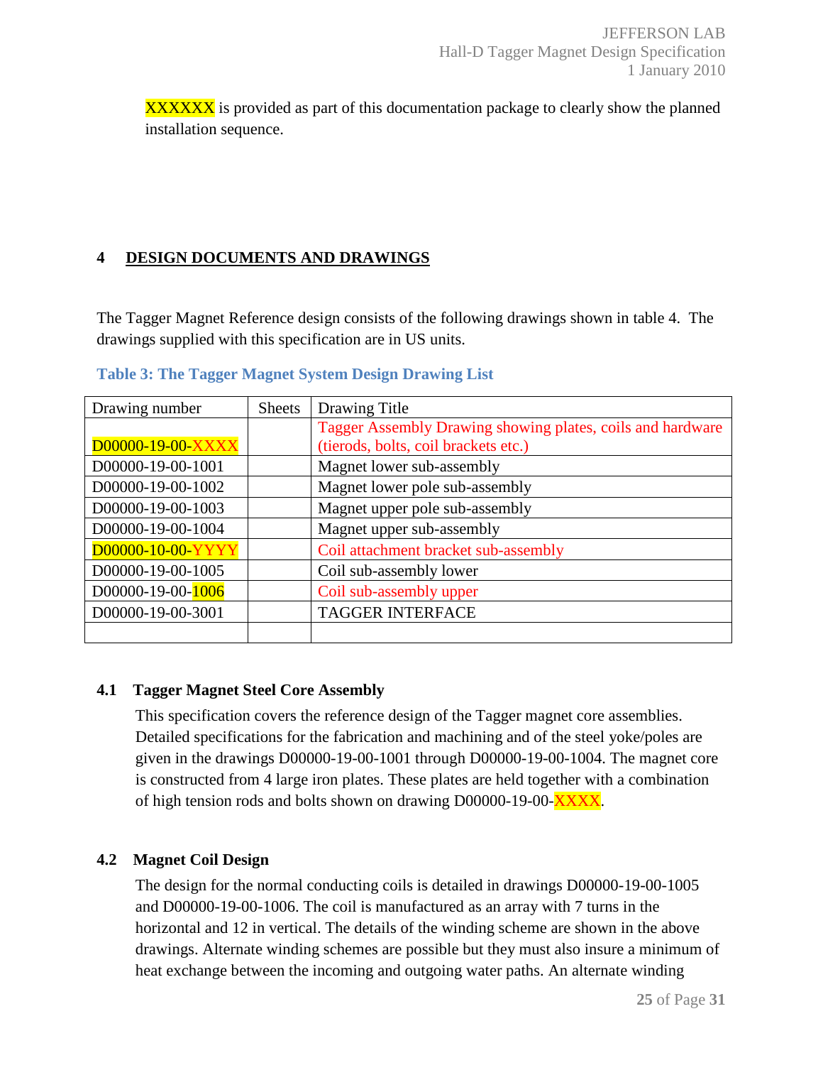XXXXXX is provided as part of this documentation package to clearly show the planned installation sequence.

## 4 DESIGN DOCUMENTS AND DRAWINGS

The Tagger Magnet Reference design consists of the following drawings shown in table 4. The drawings supplied with this specification are in US units.

**Table 3: The Tagger Magnet System Design Drawing List**

| Drawing number | Sheets | Drawing Title |
|---|---|---|
| D00000-19-00-XXXX | | Tagger Assembly Drawing showing plates, coils and hardware (tierods, bolts, coil brackets etc.) |
| D00000-19-00-1001 | | Magnet lower sub-assembly |
| D00000-19-00-1002 | | Magnet lower pole sub-assembly |
| D00000-19-00-1003 | | Magnet upper pole sub-assembly |
| D00000-19-00-1004 | | Magnet upper sub-assembly |
| D00000-10-00-YYYY | | Coil attachment bracket sub-assembly |
| D00000-19-00-1005 | | Coil sub-assembly lower |
| D00000-19-00-1006 | | Coil sub-assembly upper |
| D00000-19-00-3001 | | TAGGER INTERFACE |
| | | |

### 4.1 Tagger Magnet Steel Core Assembly

This specification covers the reference design of the Tagger magnet core assemblies. Detailed specifications for the fabrication and machining and of the steel yoke/poles are given in the drawings D00000-19-00-1001 through D00000-19-00-1004. The magnet core is constructed from 4 large iron plates. These plates are held together with a combination of high tension rods and bolts shown on drawing D00000-19-00-XXXX.

### 4.2 Magnet Coil Design

The design for the normal conducting coils is detailed in drawings D00000-19-00-1005 and D00000-19-00-1006. The coil is manufactured as an array with 7 turns in the horizontal and 12 in vertical. The details of the winding scheme are shown in the above drawings. Alternate winding schemes are possible but they must also insure a minimum of heat exchange between the incoming and outgoing water paths. An alternate winding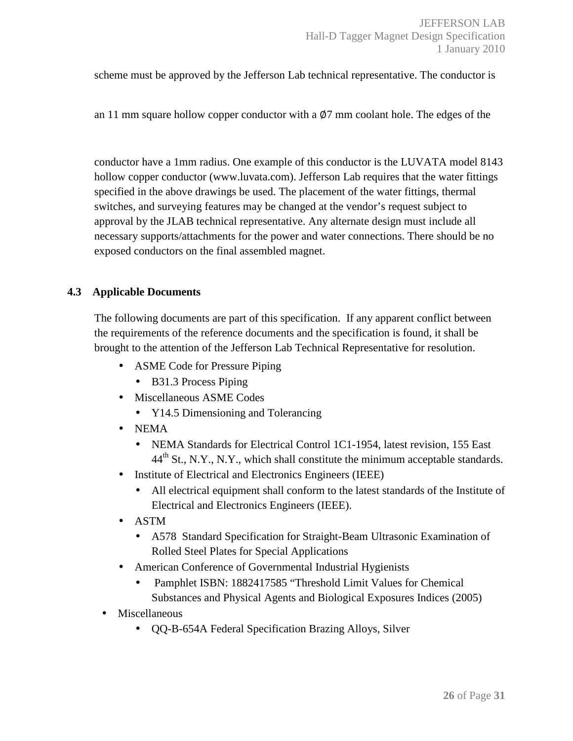scheme must be approved by the Jefferson Lab technical representative. The conductor is an 11 mm square hollow copper conductor with a Ø7 mm coolant hole. The edges of the conductor have a 1mm radius. One example of this conductor is the LUVATA model 8143 hollow copper conductor (www.luvata.com). Jefferson Lab requires that the water fittings specified in the above drawings be used. The placement of the water fittings, thermal switches, and surveying features may be changed at the vendor's request subject to approval by the JLAB technical representative. Any alternate design must include all necessary supports/attachments for the power and water connections. There should be no exposed conductors on the final assembled magnet.

## 4.3 Applicable Documents

The following documents are part of this specification. If any apparent conflict between the requirements of the reference documents and the specification is found, it shall be brought to the attention of the Jefferson Lab Technical Representative for resolution.

- ASME Code for Pressure Piping
  - B31.3 Process Piping
- Miscellaneous ASME Codes
  - Y14.5 Dimensioning and Tolerancing
- NEMA
  - NEMA Standards for Electrical Control 1C1-1954, latest revision, 155 East 44th St., N.Y., N.Y., which shall constitute the minimum acceptable standards.
- Institute of Electrical and Electronics Engineers (IEEE)
  - All electrical equipment shall conform to the latest standards of the Institute of Electrical and Electronics Engineers (IEEE).
- ASTM
  - A578 Standard Specification for Straight-Beam Ultrasonic Examination of Rolled Steel Plates for Special Applications
- American Conference of Governmental Industrial Hygienists
  - Pamphlet ISBN: 1882417585 "Threshold Limit Values for Chemical Substances and Physical Agents and Biological Exposures Indices (2005)
- Miscellaneous
  - QQ-B-654A Federal Specification Brazing Alloys, Silver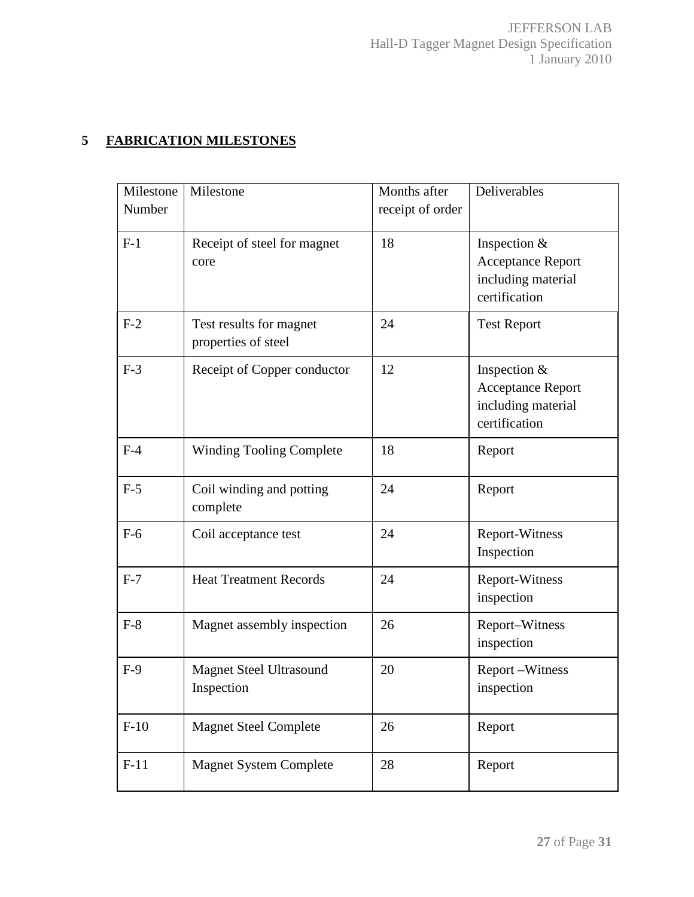## 5 FABRICATION MILESTONES

| Milestone Number | Milestone | Months after receipt of order | Deliverables |
|---|---|---|---|
| F-1 | Receipt of steel for magnet core | 18 | Inspection & Acceptance Report including material certification |
| F-2 | Test results for magnet properties of steel | 24 | Test Report |
| F-3 | Receipt of Copper conductor | 12 | Inspection & Acceptance Report including material certification |
| F-4 | Winding Tooling Complete | 18 | Report |
| F-5 | Coil winding and potting complete | 24 | Report |
| F-6 | Coil acceptance test | 24 | Report-Witness Inspection |
| F-7 | Heat Treatment Records | 24 | Report-Witness inspection |
| F-8 | Magnet assembly inspection | 26 | Report–Witness inspection |
| F-9 | Magnet Steel Ultrasound Inspection | 20 | Report –Witness inspection |
| F-10 | Magnet Steel Complete | 26 | Report |
| F-11 | Magnet System Complete | 28 | Report |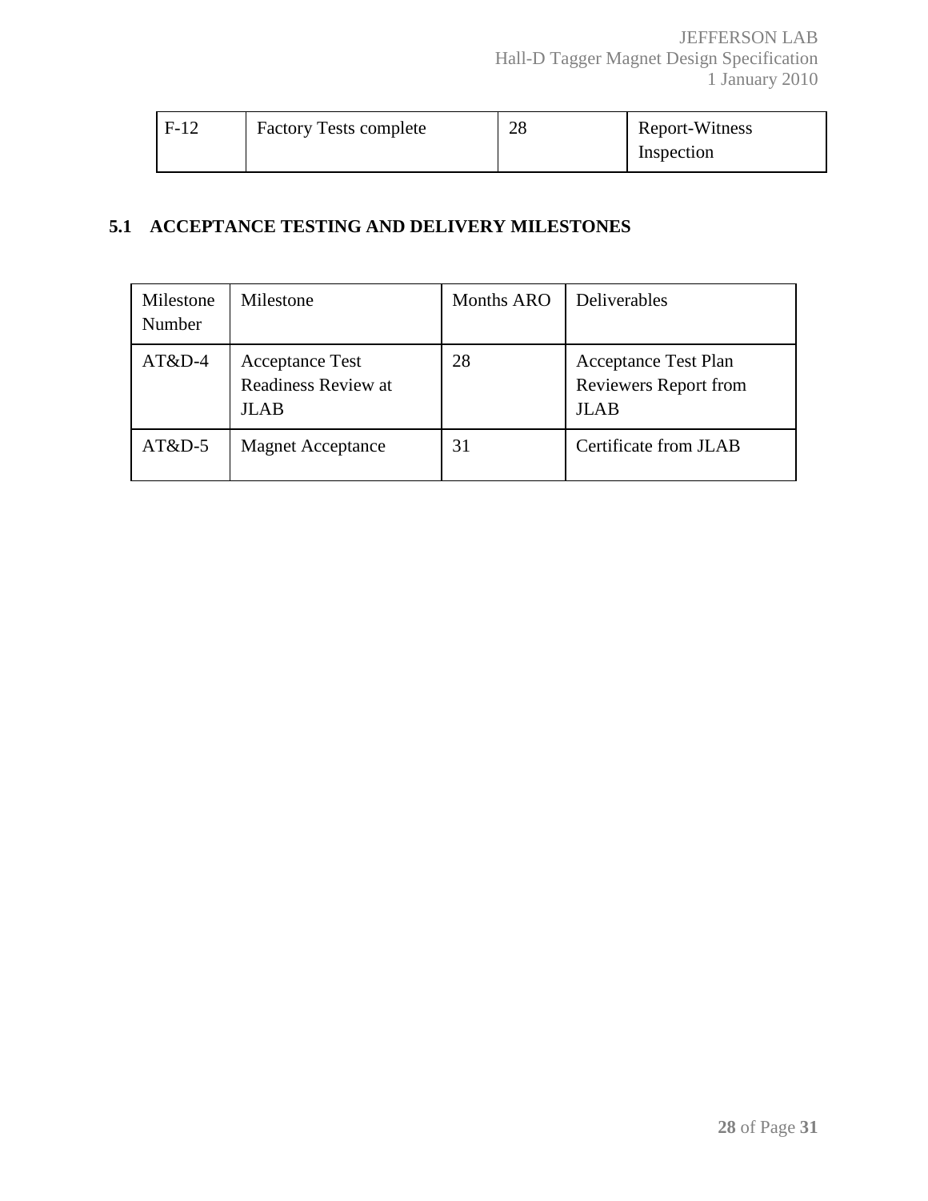| F-12 | Factory Tests complete | 28 | Report-Witness Inspection |
|---|---|---|---|

### 5.1 ACCEPTANCE TESTING AND DELIVERY MILESTONES

| Milestone Number | Milestone | Months ARO | Deliverables |
|---|---|---|---|
| AT&D-4 | Acceptance Test Readiness Review at JLAB | 28 | Acceptance Test Plan Reviewers Report from JLAB |
| AT&D-5 | Magnet Acceptance | 31 | Certificate from JLAB |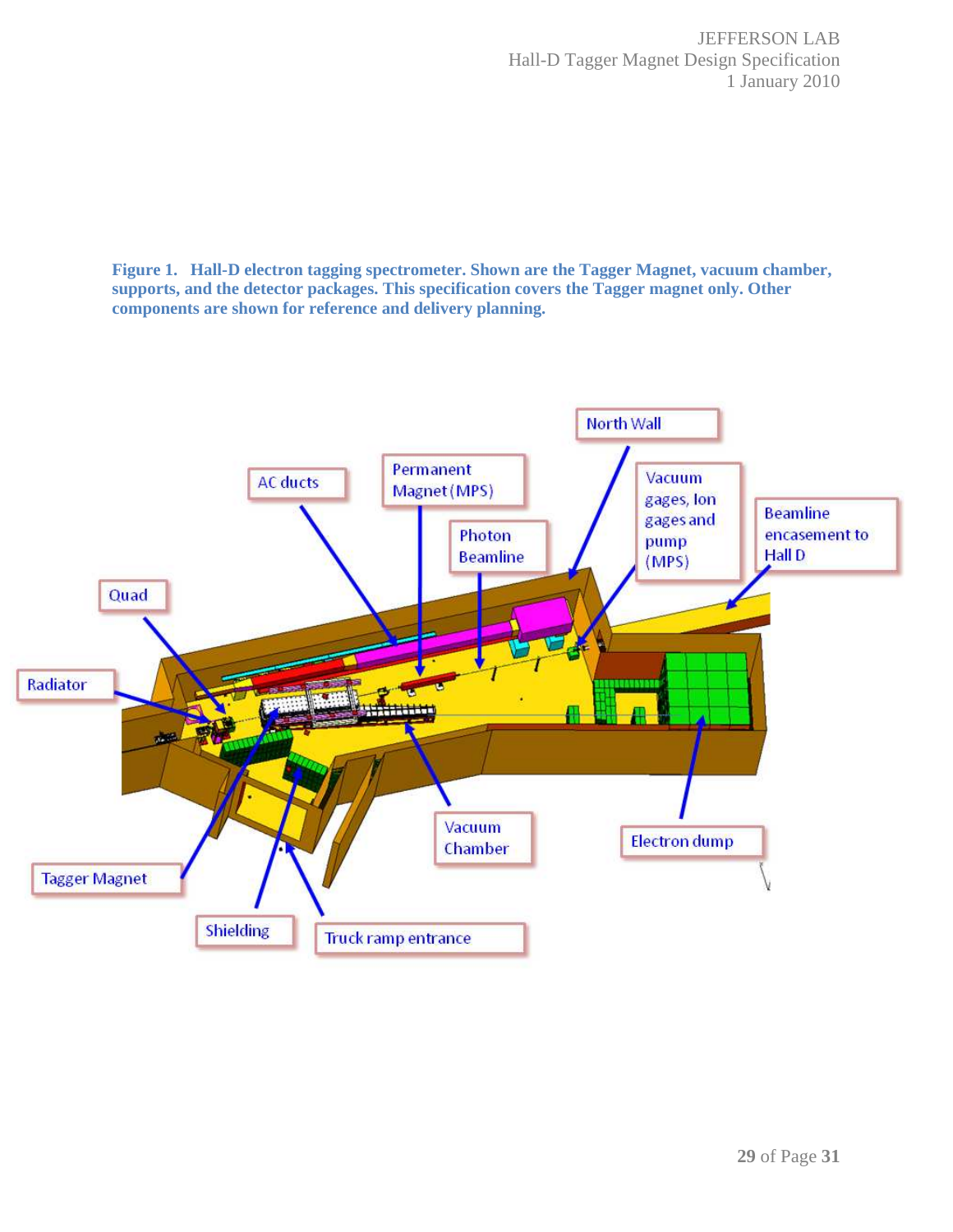**Figure 1. Hall-D electron tagging spectrometer. Shown are the Tagger Magnet, vacuum chamber, supports, and the detector packages. This specification covers the Tagger magnet only. Other components are shown for reference and delivery planning.**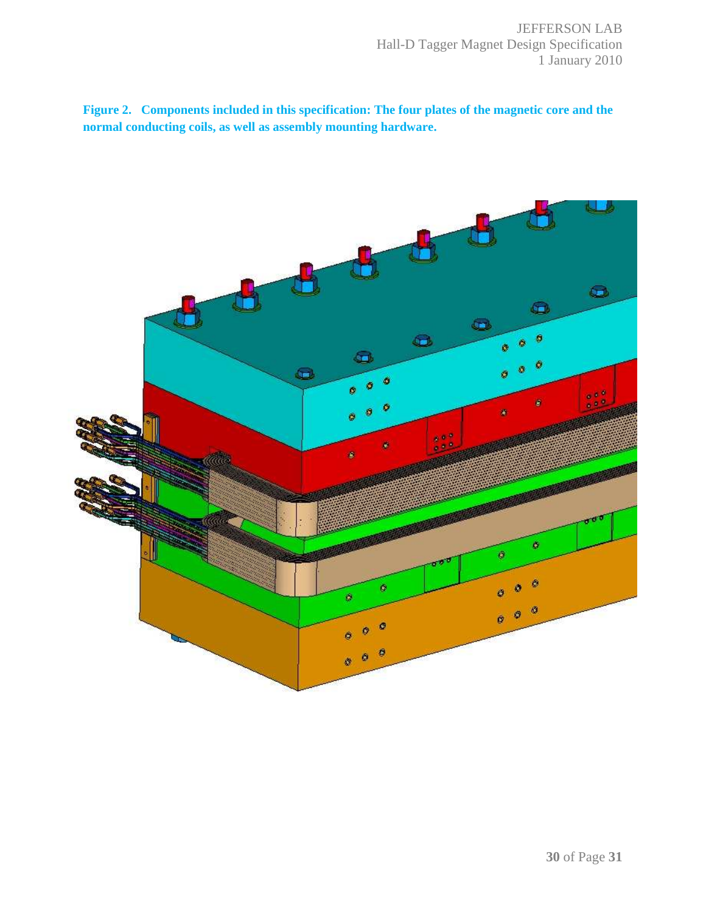**Figure 2. Components included in this specification: The four plates of the magnetic core and the normal conducting coils, as well as assembly mounting hardware.**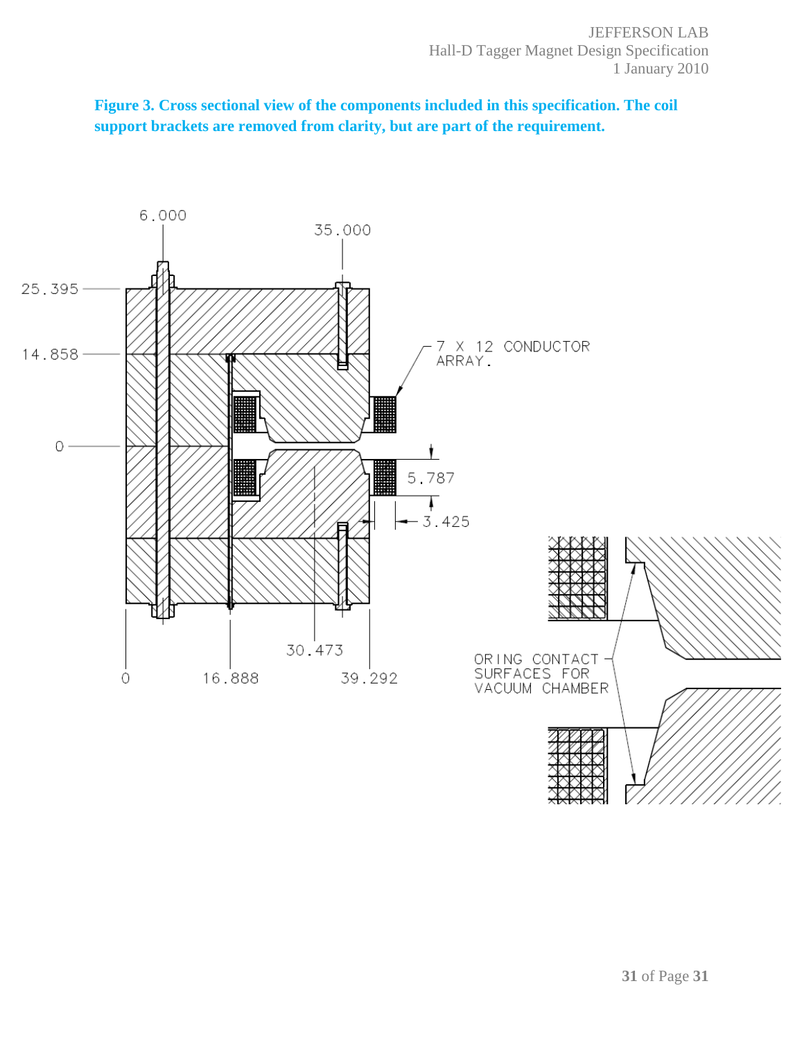**Figure 3. Cross sectional view of the components included in this specification. The coil support brackets are removed from clarity, but are part of the requirement.**

6.000

35.000

25.395

14.858

0

7 X 12 CONDUCTOR ARRAY.

5.787

3.425

30.473

0

16.888

39.292

ORING CONTACT SURFACES FOR VACUUM CHAMBER